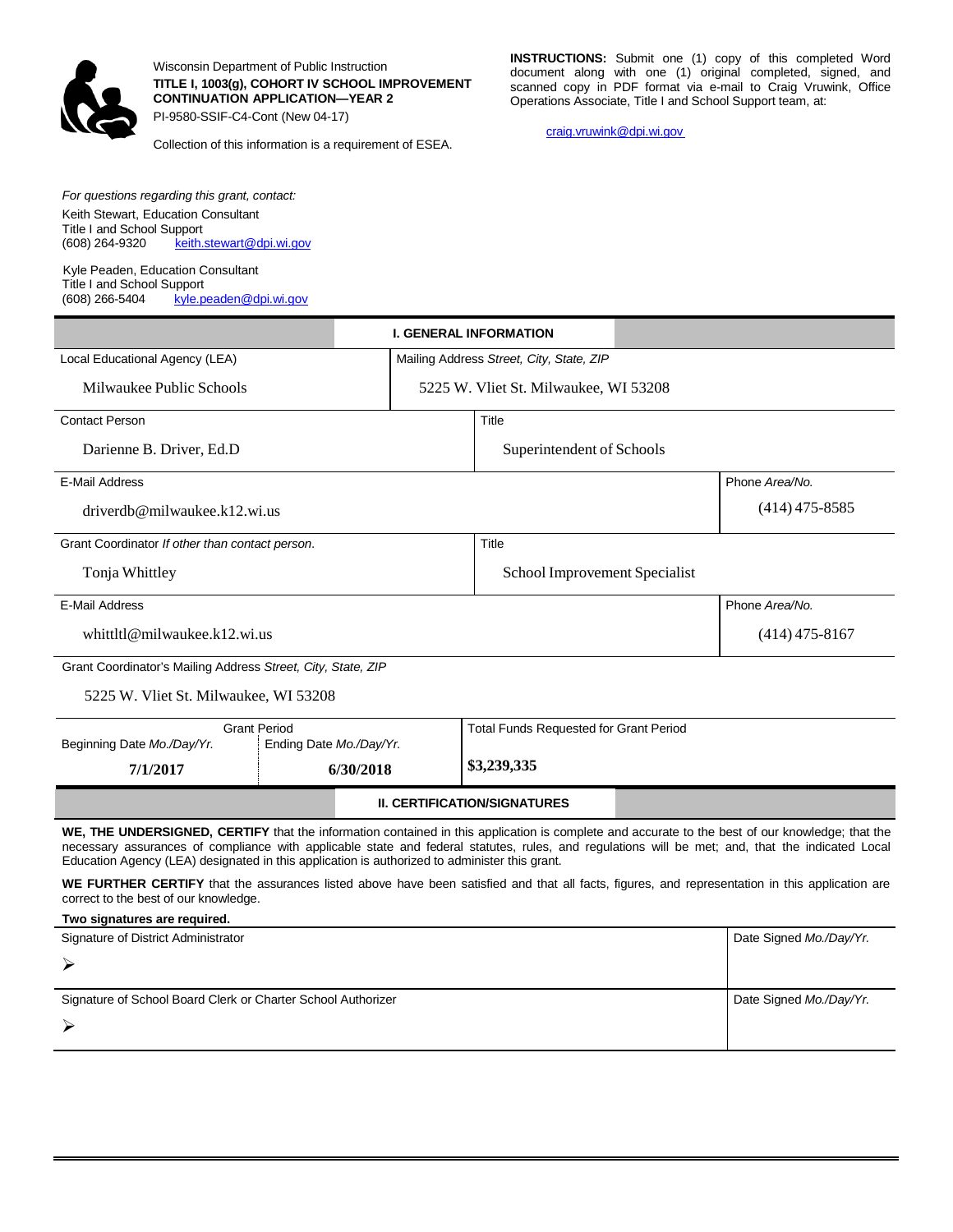Wisconsin Department of Public Instruction

**TITLE I, 1003(g), COHORT IV SCHOOL IMPROVEMENT CONTINUATION APPLICATION—YEAR 2**

PI-9580-SSIF-C4-Cont (New 04-17)

Collection of this information is a requirement of ESEA.

**INSTRUCTIONS:** Submit one (1) copy of this completed Word document along with one (1) original completed, signed, and scanned copy in PDF format via e-mail to Craig Vruwink, Office Operations Associate, Title I and School Support team, at:

craig.vruwink@dpi.wi.gov

*For questions regarding this grant, contact:*

Keith Stewart, Education Consultant
Title I and School Support
(608) 264-9320 keith.stewart@dpi.wi.gov

Kyle Peaden, Education Consultant
Title I and School Support
(608) 266-5404 kyle.peaden@dpi.wi.gov

## I. GENERAL INFORMATION

| Local Educational Agency (LEA) | Mailing Address *Street, City, State, ZIP* |
|---|---|
| Milwaukee Public Schools | 5225 W. Vliet St. Milwaukee, WI 53208 |

| Contact Person | Title |
|---|---|
| Darienne B. Driver, Ed.D | Superintendent of Schools |

| E-Mail Address | Phone *Area/No.* |
|---|---|
| driverdb@milwaukee.k12.wi.us | (414) 475-8585 |

| Grant Coordinator *If other than contact person.* | Title |
|---|---|
| Tonja Whittley | School Improvement Specialist |

| E-Mail Address | Phone *Area/No.* |
|---|---|
| whittltl@milwaukee.k12.wi.us | (414) 475-8167 |

Grant Coordinator's Mailing Address *Street, City, State, ZIP*

5225 W. Vliet St. Milwaukee, WI 53208

| Grant Period | | Total Funds Requested for Grant Period |
|---|---|---|
| Beginning Date *Mo./Day/Yr.* | Ending Date *Mo./Day/Yr.* | |
| **7/1/2017** | **6/30/2018** | **$3,239,335** |

## II. CERTIFICATION/SIGNATURES

**WE, THE UNDERSIGNED, CERTIFY** that the information contained in this application is complete and accurate to the best of our knowledge; that the necessary assurances of compliance with applicable state and federal statutes, rules, and regulations will be met; and, that the indicated Local Education Agency (LEA) designated in this application is authorized to administer this grant.

**WE FURTHER CERTIFY** that the assurances listed above have been satisfied and that all facts, figures, and representation in this application are correct to the best of our knowledge.

**Two signatures are required.**

| Signature of District Administrator | Date Signed *Mo./Day/Yr.* |
|---|---|
| ➢ | |

| Signature of School Board Clerk or Charter School Authorizer | Date Signed *Mo./Day/Yr.* |
|---|---|
| ➢ | |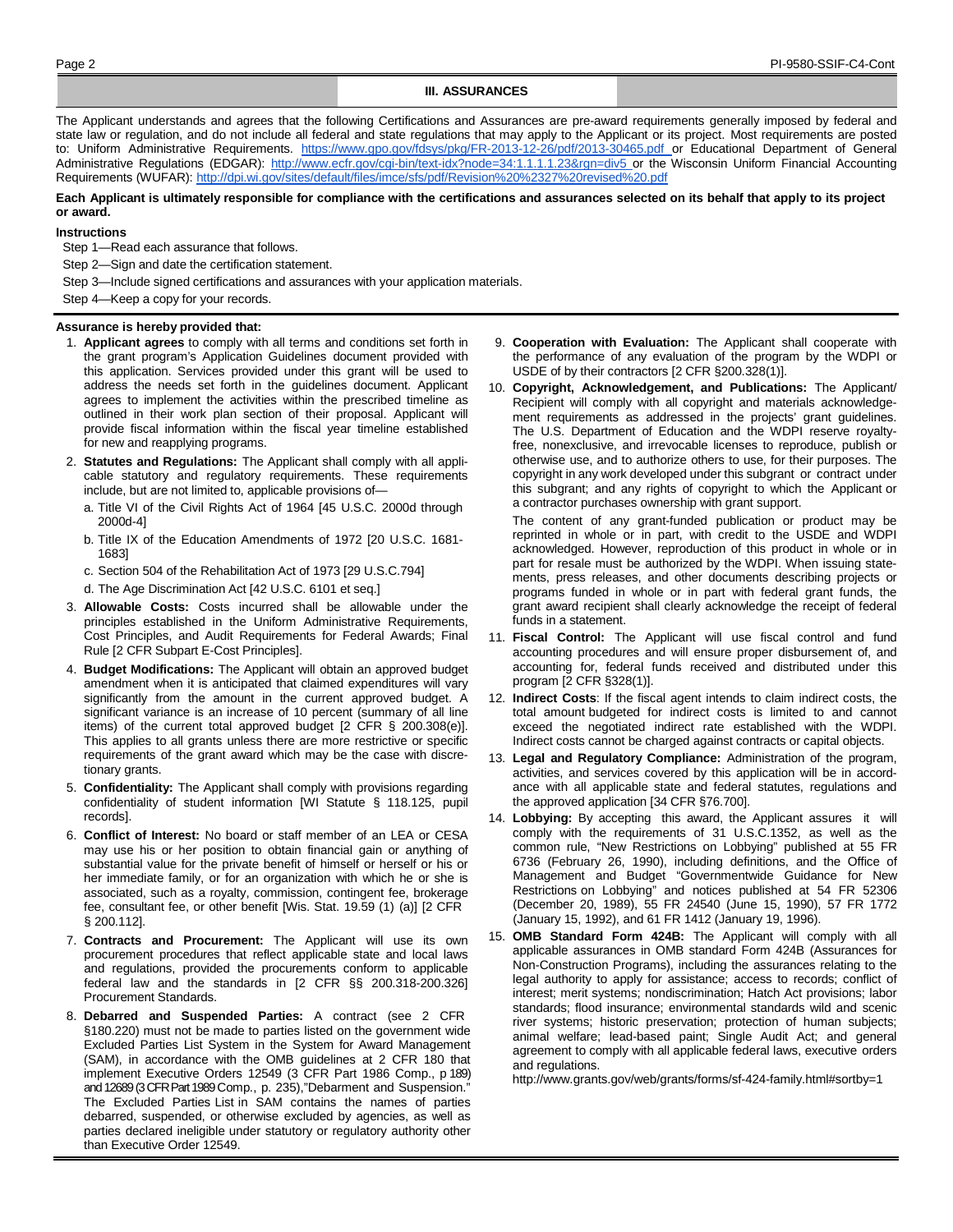## III. ASSURANCES

The Applicant understands and agrees that the following Certifications and Assurances are pre-award requirements generally imposed by federal and state law or regulation, and do not include all federal and state regulations that may apply to the Applicant or its project. Most requirements are posted to: Uniform Administrative Requirements. https://www.gpo.gov/fdsys/pkg/FR-2013-12-26/pdf/2013-30465.pdf or Educational Department of General Administrative Regulations (EDGAR): http://www.ecfr.gov/cgi-bin/text-idx?node=34:1.1.1.1.23&rgn=div5 or the Wisconsin Uniform Financial Accounting Requirements (WUFAR): http://dpi.wi.gov/sites/default/files/imce/sfs/pdf/Revision%20%2327%20revised%20.pdf

**Each Applicant is ultimately responsible for compliance with the certifications and assurances selected on its behalf that apply to its project or award.**

**Instructions**

Step 1—Read each assurance that follows.

Step 2—Sign and date the certification statement.

Step 3—Include signed certifications and assurances with your application materials.

Step 4—Keep a copy for your records.

**Assurance is hereby provided that:**

1. **Applicant agrees** to comply with all terms and conditions set forth in the grant program's Application Guidelines document provided with this application. Services provided under this grant will be used to address the needs set forth in the guidelines document. Applicant agrees to implement the activities within the prescribed timeline as outlined in their work plan section of their proposal. Applicant will provide fiscal information within the fiscal year timeline established for new and reapplying programs.
2. **Statutes and Regulations:** The Applicant shall comply with all applicable statutory and regulatory requirements. These requirements include, but are not limited to, applicable provisions of—
   a. Title VI of the Civil Rights Act of 1964 [45 U.S.C. 2000d through 2000d-4]
   b. Title IX of the Education Amendments of 1972 [20 U.S.C. 1681-1683]
   c. Section 504 of the Rehabilitation Act of 1973 [29 U.S.C.794]
   d. The Age Discrimination Act [42 U.S.C. 6101 et seq.]
3. **Allowable Costs:** Costs incurred shall be allowable under the principles established in the Uniform Administrative Requirements, Cost Principles, and Audit Requirements for Federal Awards; Final Rule [2 CFR Subpart E-Cost Principles].
4. **Budget Modifications:** The Applicant will obtain an approved budget amendment when it is anticipated that claimed expenditures will vary significantly from the amount in the current approved budget. A significant variance is an increase of 10 percent (summary of all line items) of the current total approved budget [2 CFR § 200.308(e)]. This applies to all grants unless there are more restrictive or specific requirements of the grant award which may be the case with discretionary grants.
5. **Confidentiality:** The Applicant shall comply with provisions regarding confidentiality of student information [WI Statute § 118.125, pupil records].
6. **Conflict of Interest:** No board or staff member of an LEA or CESA may use his or her position to obtain financial gain or anything of substantial value for the private benefit of himself or herself or his or her immediate family, or for an organization with which he or she is associated, such as a royalty, commission, contingent fee, brokerage fee, consultant fee, or other benefit [Wis. Stat. 19.59 (1) (a)] [2 CFR § 200.112].
7. **Contracts and Procurement:** The Applicant will use its own procurement procedures that reflect applicable state and local laws and regulations, provided the procurements conform to applicable federal law and the standards in [2 CFR §§ 200.318-200.326] Procurement Standards.
8. **Debarred and Suspended Parties:** A contract (see 2 CFR §180.220) must not be made to parties listed on the government wide Excluded Parties List System in the System for Award Management (SAM), in accordance with the OMB guidelines at 2 CFR 180 that implement Executive Orders 12549 (3 CFR Part 1986 Comp., p 189) and 12689 (3 CFR Part 1989 Comp., p. 235),"Debarment and Suspension." The Excluded Parties List in SAM contains the names of parties debarred, suspended, or otherwise excluded by agencies, as well as parties declared ineligible under statutory or regulatory authority other than Executive Order 12549.
9. **Cooperation with Evaluation:** The Applicant shall cooperate with the performance of any evaluation of the program by the WDPI or USDE of by their contractors [2 CFR §200.328(1)].
10. **Copyright, Acknowledgement, and Publications:** The Applicant/ Recipient will comply with all copyright and materials acknowledgement requirements as addressed in the projects' grant guidelines. The U.S. Department of Education and the WDPI reserve royalty-free, nonexclusive, and irrevocable licenses to reproduce, publish or otherwise use, and to authorize others to use, for their purposes. The copyright in any work developed under this subgrant or contract under this subgrant; and any rights of copyright to which the Applicant or a contractor purchases ownership with grant support.

    The content of any grant-funded publication or product may be reprinted in whole or in part, with credit to the USDE and WDPI acknowledged. However, reproduction of this product in whole or in part for resale must be authorized by the WDPI. When issuing statements, press releases, and other documents describing projects or programs funded in whole or in part with federal grant funds, the grant award recipient shall clearly acknowledge the receipt of federal funds in a statement.
11. **Fiscal Control:** The Applicant will use fiscal control and fund accounting procedures and will ensure proper disbursement of, and accounting for, federal funds received and distributed under this program [2 CFR §328(1)].
12. **Indirect Costs**: If the fiscal agent intends to claim indirect costs, the total amount budgeted for indirect costs is limited to and cannot exceed the negotiated indirect rate established with the WDPI. Indirect costs cannot be charged against contracts or capital objects.
13. **Legal and Regulatory Compliance:** Administration of the program, activities, and services covered by this application will be in accordance with all applicable state and federal statutes, regulations and the approved application [34 CFR §76.700].
14. **Lobbying:** By accepting this award, the Applicant assures it will comply with the requirements of 31 U.S.C.1352, as well as the common rule, "New Restrictions on Lobbying" published at 55 FR 6736 (February 26, 1990), including definitions, and the Office of Management and Budget "Governmentwide Guidance for New Restrictions on Lobbying" and notices published at 54 FR 52306 (December 20, 1989), 55 FR 24540 (June 15, 1990), 57 FR 1772 (January 15, 1992), and 61 FR 1412 (January 19, 1996).
15. **OMB Standard Form 424B:** The Applicant will comply with all applicable assurances in OMB standard Form 424B (Assurances for Non-Construction Programs), including the assurances relating to the legal authority to apply for assistance; access to records; conflict of interest; merit systems; nondiscrimination; Hatch Act provisions; labor standards; flood insurance; environmental standards wild and scenic river systems; historic preservation; protection of human subjects; animal welfare; lead-based paint; Single Audit Act; and general agreement to comply with all applicable federal laws, executive orders and regulations.

    http://www.grants.gov/web/grants/forms/sf-424-family.html#sortby=1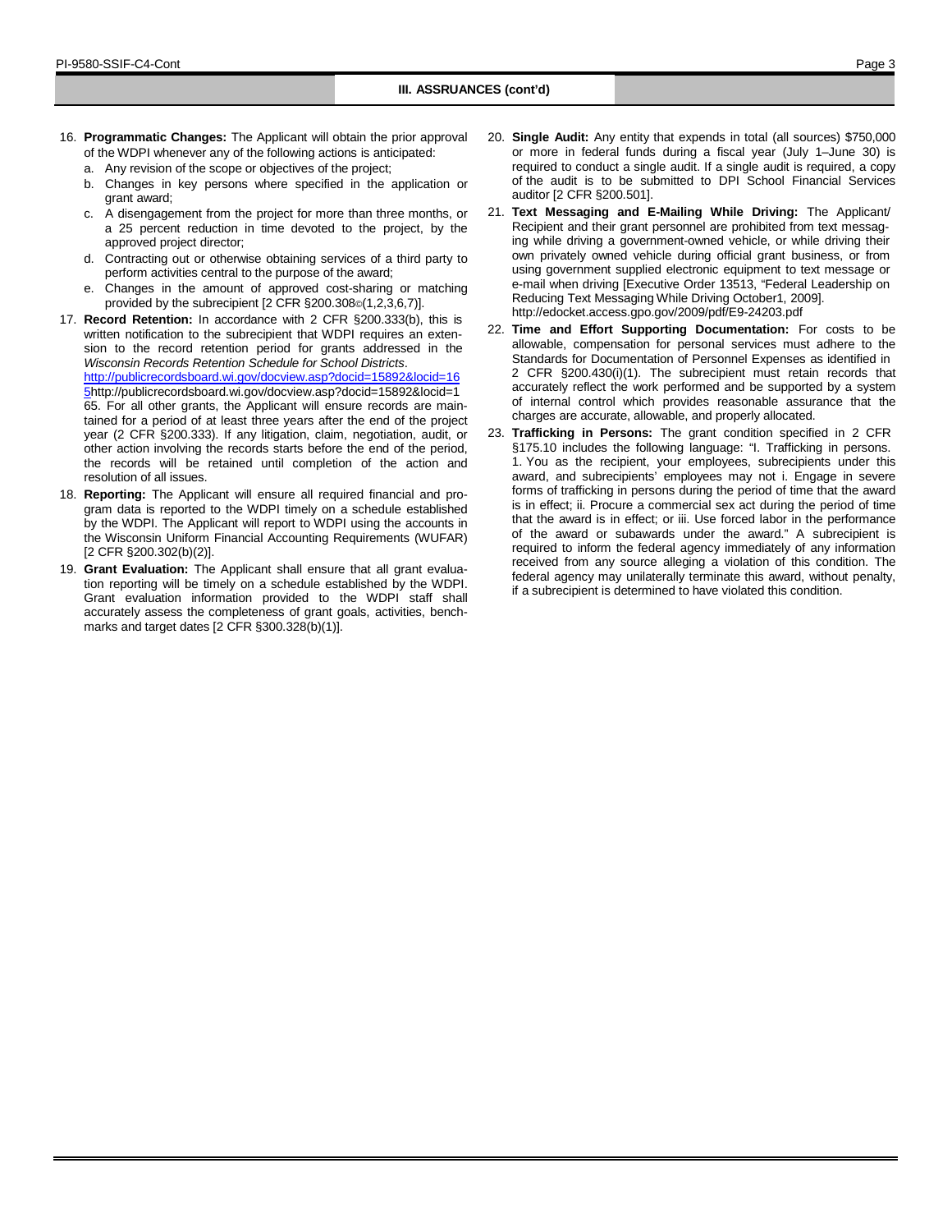## III. ASSRUANCES (cont'd)

16. **Programmatic Changes:** The Applicant will obtain the prior approval of the WDPI whenever any of the following actions is anticipated:
    a. Any revision of the scope or objectives of the project;
    b. Changes in key persons where specified in the application or grant award;
    c. A disengagement from the project for more than three months, or a 25 percent reduction in time devoted to the project, by the approved project director;
    d. Contracting out or otherwise obtaining services of a third party to perform activities central to the purpose of the award;
    e. Changes in the amount of approved cost-sharing or matching provided by the subrecipient [2 CFR §200.308©(1,2,3,6,7)].
17. **Record Retention:** In accordance with 2 CFR §200.333(b), this is written notification to the subrecipient that WDPI requires an extension to the record retention period for grants addressed in the *Wisconsin Records Retention Schedule for School Districts*. http://publicrecordsboard.wi.gov/docview.asp?docid=15892&locid=165http://publicrecordsboard.wi.gov/docview.asp?docid=15892&locid=165. For all other grants, the Applicant will ensure records are maintained for a period of at least three years after the end of the project year (2 CFR §200.333). If any litigation, claim, negotiation, audit, or other action involving the records starts before the end of the period, the records will be retained until completion of the action and resolution of all issues.
18. **Reporting:** The Applicant will ensure all required financial and program data is reported to the WDPI timely on a schedule established by the WDPI. The Applicant will report to WDPI using the accounts in the Wisconsin Uniform Financial Accounting Requirements (WUFAR) [2 CFR §200.302(b)(2)].
19. **Grant Evaluation:** The Applicant shall ensure that all grant evaluation reporting will be timely on a schedule established by the WDPI. Grant evaluation information provided to the WDPI staff shall accurately assess the completeness of grant goals, activities, benchmarks and target dates [2 CFR §300.328(b)(1)].
20. **Single Audit:** Any entity that expends in total (all sources) $750,000 or more in federal funds during a fiscal year (July 1–June 30) is required to conduct a single audit. If a single audit is required, a copy of the audit is to be submitted to DPI School Financial Services auditor [2 CFR §200.501].
21. **Text Messaging and E-Mailing While Driving:** The Applicant/ Recipient and their grant personnel are prohibited from text messaging while driving a government-owned vehicle, or while driving their own privately owned vehicle during official grant business, or from using government supplied electronic equipment to text message or e-mail when driving [Executive Order 13513, "Federal Leadership on Reducing Text Messaging While Driving October1, 2009]. http://edocket.access.gpo.gov/2009/pdf/E9-24203.pdf
22. **Time and Effort Supporting Documentation:** For costs to be allowable, compensation for personal services must adhere to the Standards for Documentation of Personnel Expenses as identified in 2 CFR §200.430(i)(1). The subrecipient must retain records that accurately reflect the work performed and be supported by a system of internal control which provides reasonable assurance that the charges are accurate, allowable, and properly allocated.
23. **Trafficking in Persons:** The grant condition specified in 2 CFR §175.10 includes the following language: "I. Trafficking in persons. 1. You as the recipient, your employees, subrecipients under this award, and subrecipients' employees may not i. Engage in severe forms of trafficking in persons during the period of time that the award is in effect; ii. Procure a commercial sex act during the period of time that the award is in effect; or iii. Use forced labor in the performance of the award or subawards under the award." A subrecipient is required to inform the federal agency immediately of any information received from any source alleging a violation of this condition. The federal agency may unilaterally terminate this award, without penalty, if a subrecipient is determined to have violated this condition.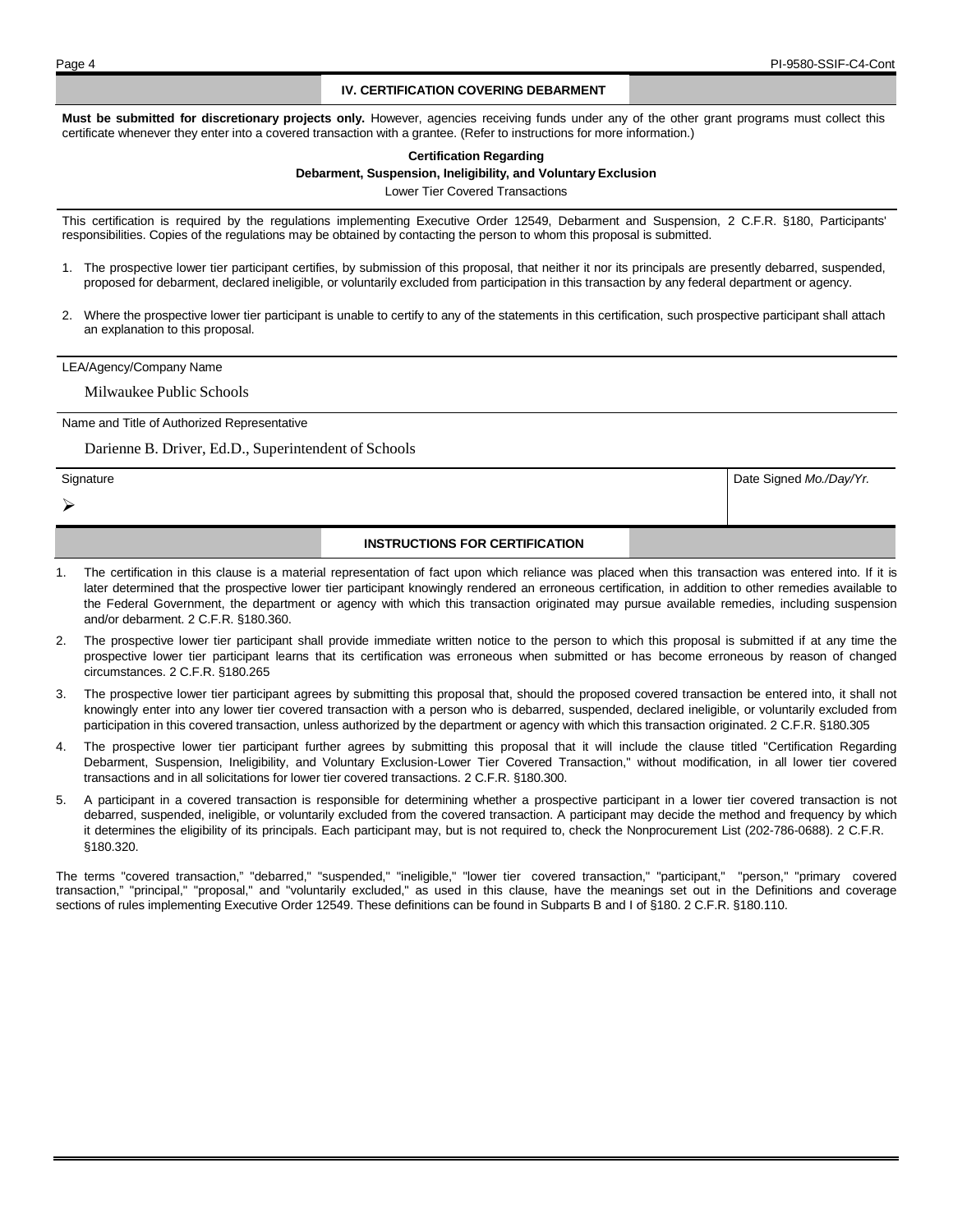## IV. CERTIFICATION COVERING DEBARMENT

**Must be submitted for discretionary projects only.** However, agencies receiving funds under any of the other grant programs must collect this certificate whenever they enter into a covered transaction with a grantee. (Refer to instructions for more information.)

**Certification Regarding**
**Debarment, Suspension, Ineligibility, and Voluntary Exclusion**
Lower Tier Covered Transactions

This certification is required by the regulations implementing Executive Order 12549, Debarment and Suspension, 2 C.F.R. §180, Participants' responsibilities. Copies of the regulations may be obtained by contacting the person to whom this proposal is submitted.

1. The prospective lower tier participant certifies, by submission of this proposal, that neither it nor its principals are presently debarred, suspended, proposed for debarment, declared ineligible, or voluntarily excluded from participation in this transaction by any federal department or agency.
2. Where the prospective lower tier participant is unable to certify to any of the statements in this certification, such prospective participant shall attach an explanation to this proposal.

LEA/Agency/Company Name

Milwaukee Public Schools

Name and Title of Authorized Representative

Darienne B. Driver, Ed.D., Superintendent of Schools

| Signature | Date Signed *Mo./Day/Yr.* |
|---|---|
| ➢ | |

## INSTRUCTIONS FOR CERTIFICATION

1. The certification in this clause is a material representation of fact upon which reliance was placed when this transaction was entered into. If it is later determined that the prospective lower tier participant knowingly rendered an erroneous certification, in addition to other remedies available to the Federal Government, the department or agency with which this transaction originated may pursue available remedies, including suspension and/or debarment. 2 C.F.R. §180.360.
2. The prospective lower tier participant shall provide immediate written notice to the person to which this proposal is submitted if at any time the prospective lower tier participant learns that its certification was erroneous when submitted or has become erroneous by reason of changed circumstances. 2 C.F.R. §180.265
3. The prospective lower tier participant agrees by submitting this proposal that, should the proposed covered transaction be entered into, it shall not knowingly enter into any lower tier covered transaction with a person who is debarred, suspended, declared ineligible, or voluntarily excluded from participation in this covered transaction, unless authorized by the department or agency with which this transaction originated. 2 C.F.R. §180.305
4. The prospective lower tier participant further agrees by submitting this proposal that it will include the clause titled "Certification Regarding Debarment, Suspension, Ineligibility, and Voluntary Exclusion-Lower Tier Covered Transaction," without modification, in all lower tier covered transactions and in all solicitations for lower tier covered transactions. 2 C.F.R. §180.300.
5. A participant in a covered transaction is responsible for determining whether a prospective participant in a lower tier covered transaction is not debarred, suspended, ineligible, or voluntarily excluded from the covered transaction. A participant may decide the method and frequency by which it determines the eligibility of its principals. Each participant may, but is not required to, check the Nonprocurement List (202-786-0688). 2 C.F.R. §180.320.

The terms "covered transaction," "debarred," "suspended," "ineligible," "lower tier covered transaction," "participant," "person," "primary covered transaction," "principal," "proposal," and "voluntarily excluded," as used in this clause, have the meanings set out in the Definitions and coverage sections of rules implementing Executive Order 12549. These definitions can be found in Subparts B and I of §180. 2 C.F.R. §180.110.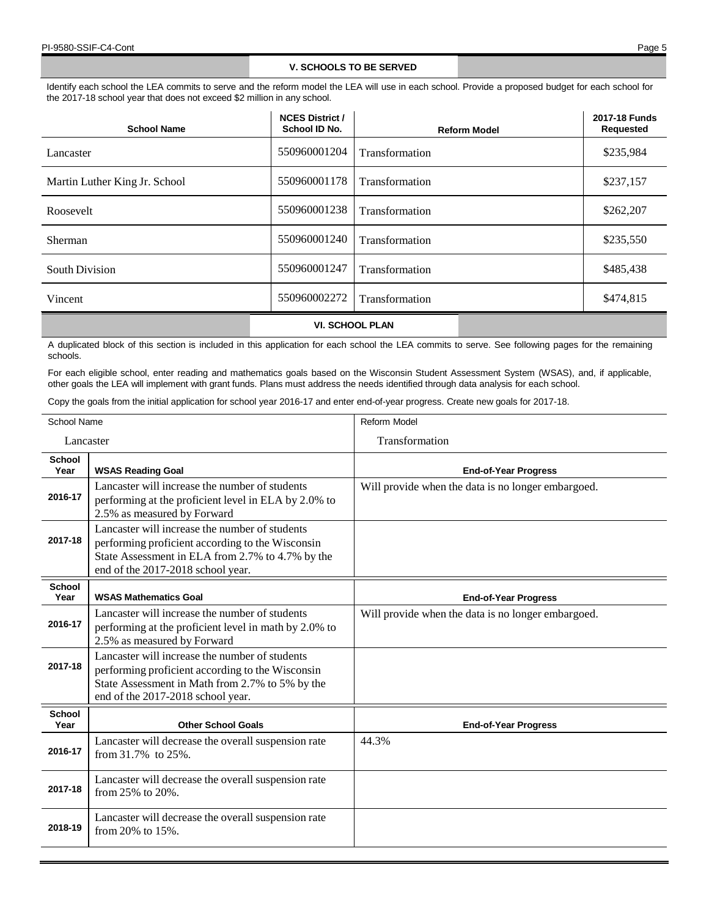## V. SCHOOLS TO BE SERVED

Identify each school the LEA commits to serve and the reform model the LEA will use in each school. Provide a proposed budget for each school for the 2017-18 school year that does not exceed $2 million in any school.

| School Name | NCES District / School ID No. | Reform Model | 2017-18 Funds Requested |
|---|---|---|---|
| Lancaster | 550960001204 | Transformation | $235,984 |
| Martin Luther King Jr. School | 550960001178 | Transformation | $237,157 |
| Roosevelt | 550960001238 | Transformation | $262,207 |
| Sherman | 550960001240 | Transformation | $235,550 |
| South Division | 550960001247 | Transformation | $485,438 |
| Vincent | 550960002272 | Transformation | $474,815 |

## VI. SCHOOL PLAN

A duplicated block of this section is included in this application for each school the LEA commits to serve. See following pages for the remaining schools.

For each eligible school, enter reading and mathematics goals based on the Wisconsin Student Assessment System (WSAS), and, if applicable, other goals the LEA will implement with grant funds. Plans must address the needs identified through data analysis for each school.

Copy the goals from the initial application for school year 2016-17 and enter end-of-year progress. Create new goals for 2017-18.

| School Name | | Reform Model |
|---|---|---|
| Lancaster | | Transformation |

| School Year | WSAS Reading Goal | End-of-Year Progress |
|---|---|---|
| 2016-17 | Lancaster will increase the number of students performing at the proficient level in ELA by 2.0% to 2.5% as measured by Forward | Will provide when the data is no longer embargoed. |
| 2017-18 | Lancaster will increase the number of students performing proficient according to the Wisconsin State Assessment in ELA from 2.7% to 4.7% by the end of the 2017-2018 school year. | |

| School Year | WSAS Mathematics Goal | End-of-Year Progress |
|---|---|---|
| 2016-17 | Lancaster will increase the number of students performing at the proficient level in math by 2.0% to 2.5% as measured by Forward | Will provide when the data is no longer embargoed. |
| 2017-18 | Lancaster will increase the number of students performing proficient according to the Wisconsin State Assessment in Math from 2.7% to 5% by the end of the 2017-2018 school year. | |

| School Year | Other School Goals | End-of-Year Progress |
|---|---|---|
| 2016-17 | Lancaster will decrease the overall suspension rate from 31.7% to 25%. | 44.3% |
| 2017-18 | Lancaster will decrease the overall suspension rate from 25% to 20%. | |
| 2018-19 | Lancaster will decrease the overall suspension rate from 20% to 15%. | |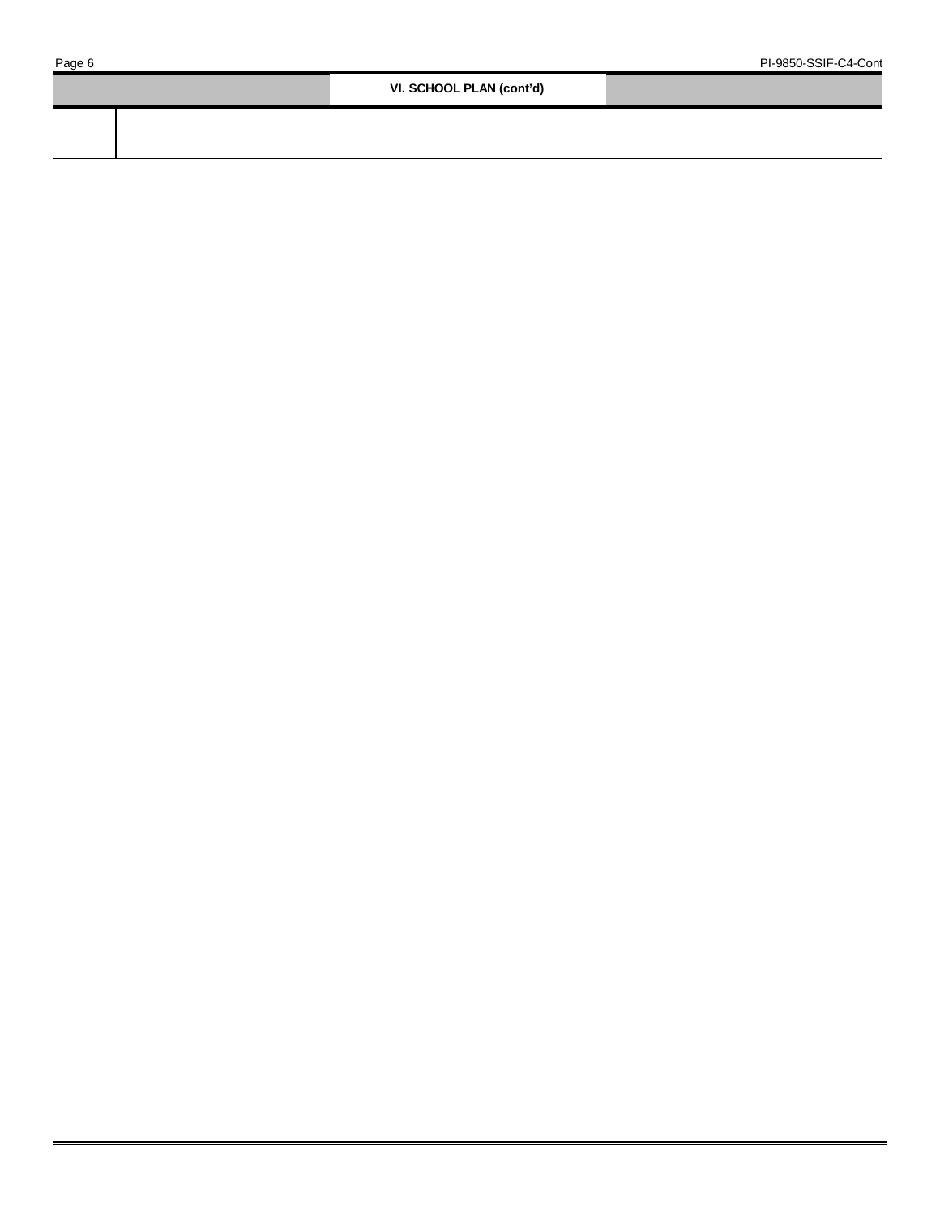## VI. SCHOOL PLAN (cont'd)

| | | |
|---|---|---|
| | | |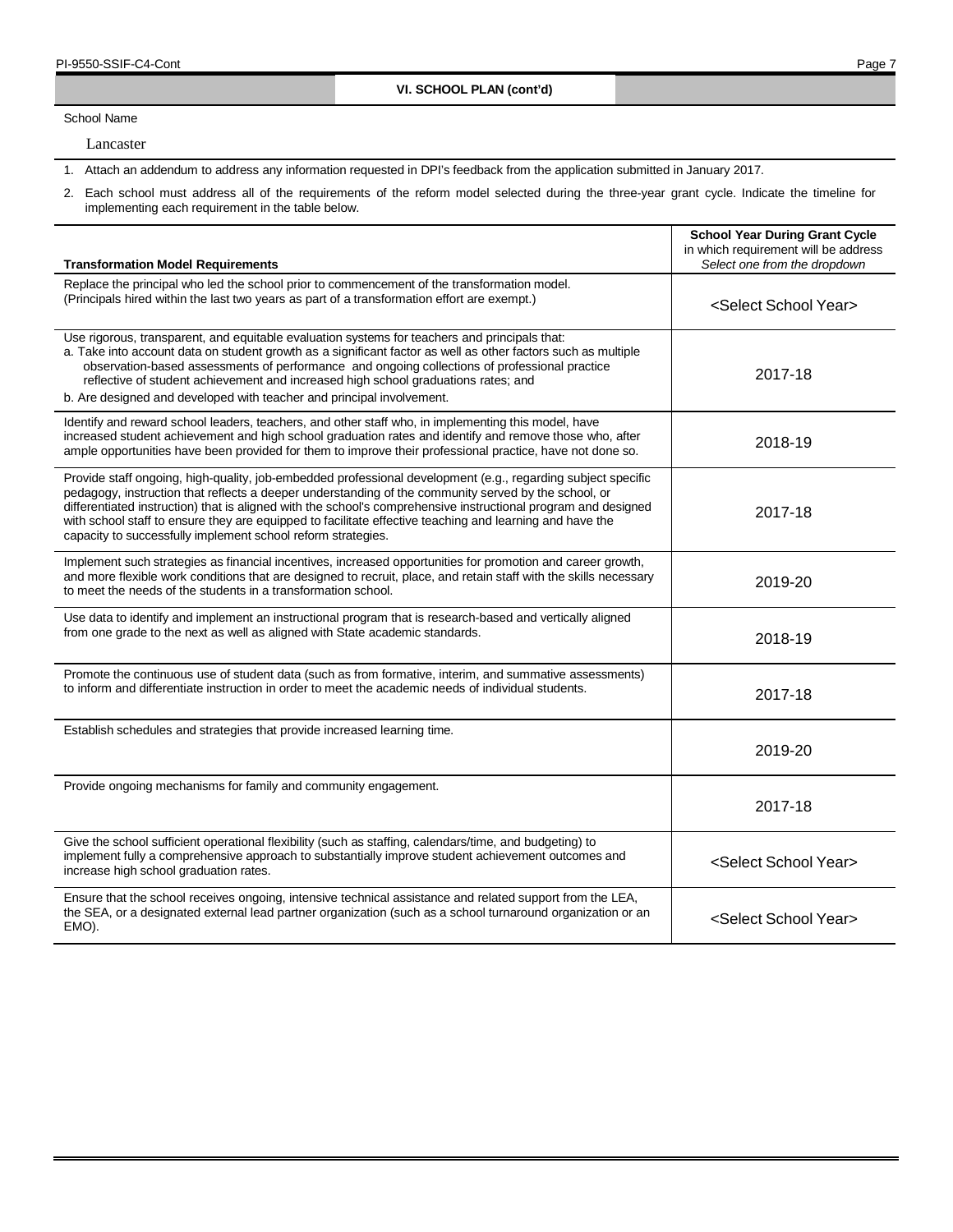## VI. SCHOOL PLAN (cont'd)

School Name

Lancaster

1. Attach an addendum to address any information requested in DPI's feedback from the application submitted in January 2017.
2. Each school must address all of the requirements of the reform model selected during the three-year grant cycle. Indicate the timeline for implementing each requirement in the table below.

| **Transformation Model Requirements** | **School Year During Grant Cycle** in which requirement will be address *Select one from the dropdown* |
|---|---|
| Replace the principal who led the school prior to commencement of the transformation model. (Principals hired within the last two years as part of a transformation effort are exempt.) | <Select School Year> |
| Use rigorous, transparent, and equitable evaluation systems for teachers and principals that:<br>a. Take into account data on student growth as a significant factor as well as other factors such as multiple observation-based assessments of performance and ongoing collections of professional practice reflective of student achievement and increased high school graduations rates; and<br>b. Are designed and developed with teacher and principal involvement. | 2017-18 |
| Identify and reward school leaders, teachers, and other staff who, in implementing this model, have increased student achievement and high school graduation rates and identify and remove those who, after ample opportunities have been provided for them to improve their professional practice, have not done so. | 2018-19 |
| Provide staff ongoing, high-quality, job-embedded professional development (e.g., regarding subject specific pedagogy, instruction that reflects a deeper understanding of the community served by the school, or differentiated instruction) that is aligned with the school's comprehensive instructional program and designed with school staff to ensure they are equipped to facilitate effective teaching and learning and have the capacity to successfully implement school reform strategies. | 2017-18 |
| Implement such strategies as financial incentives, increased opportunities for promotion and career growth, and more flexible work conditions that are designed to recruit, place, and retain staff with the skills necessary to meet the needs of the students in a transformation school. | 2019-20 |
| Use data to identify and implement an instructional program that is research-based and vertically aligned from one grade to the next as well as aligned with State academic standards. | 2018-19 |
| Promote the continuous use of student data (such as from formative, interim, and summative assessments) to inform and differentiate instruction in order to meet the academic needs of individual students. | 2017-18 |
| Establish schedules and strategies that provide increased learning time. | 2019-20 |
| Provide ongoing mechanisms for family and community engagement. | 2017-18 |
| Give the school sufficient operational flexibility (such as staffing, calendars/time, and budgeting) to implement fully a comprehensive approach to substantially improve student achievement outcomes and increase high school graduation rates. | <Select School Year> |
| Ensure that the school receives ongoing, intensive technical assistance and related support from the LEA, the SEA, or a designated external lead partner organization (such as a school turnaround organization or an EMO). | <Select School Year> |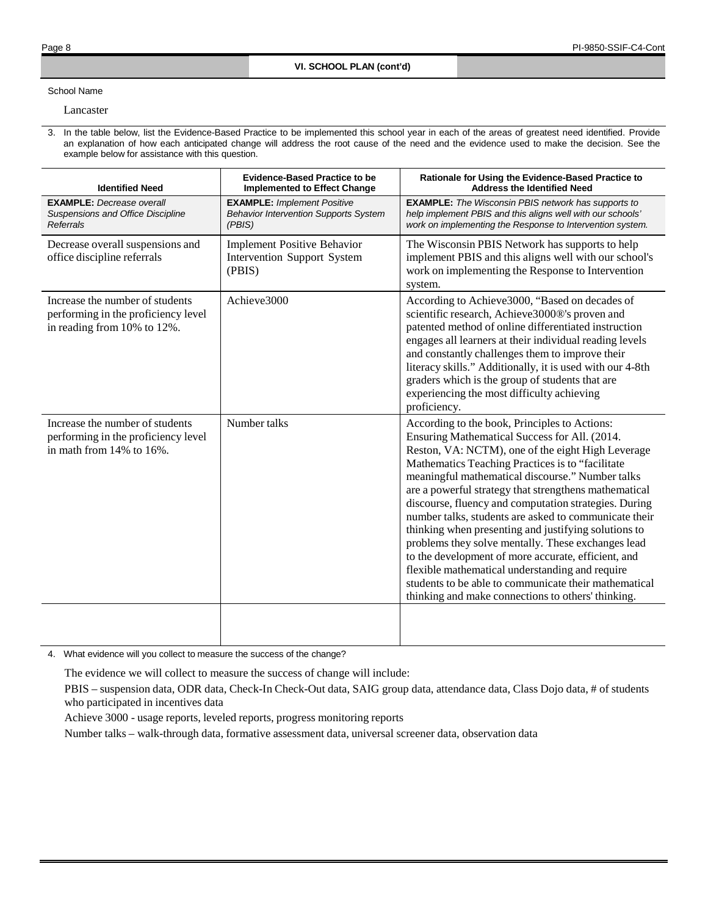## VI. SCHOOL PLAN (cont'd)

School Name

Lancaster

3. In the table below, list the Evidence-Based Practice to be implemented this school year in each of the areas of greatest need identified. Provide an explanation of how each anticipated change will address the root cause of the need and the evidence used to make the decision. See the example below for assistance with this question.

| Identified Need | Evidence-Based Practice to be Implemented to Effect Change | Rationale for Using the Evidence-Based Practice to Address the Identified Need |
|---|---|---|
| **EXAMPLE:** *Decrease overall Suspensions and Office Discipline Referrals* | **EXAMPLE:** *Implement Positive Behavior Intervention Supports System (PBIS)* | **EXAMPLE:** *The Wisconsin PBIS network has supports to help implement PBIS and this aligns well with our schools' work on implementing the Response to Intervention system.* |
| Decrease overall suspensions and office discipline referrals | Implement Positive Behavior Intervention Support System (PBIS) | The Wisconsin PBIS Network has supports to help implement PBIS and this aligns well with our school's work on implementing the Response to Intervention system. |
| Increase the number of students performing in the proficiency level in reading from 10% to 12%. | Achieve3000 | According to Achieve3000, "Based on decades of scientific research, Achieve3000®'s proven and patented method of online differentiated instruction engages all learners at their individual reading levels and constantly challenges them to improve their literacy skills." Additionally, it is used with our 4-8th graders which is the group of students that are experiencing the most difficulty achieving proficiency. |
| Increase the number of students performing in the proficiency level in math from 14% to 16%. | Number talks | According to the book, Principles to Actions: Ensuring Mathematical Success for All. (2014. Reston, VA: NCTM), one of the eight High Leverage Mathematics Teaching Practices is to "facilitate meaningful mathematical discourse." Number talks are a powerful strategy that strengthens mathematical discourse, fluency and computation strategies. During number talks, students are asked to communicate their thinking when presenting and justifying solutions to problems they solve mentally. These exchanges lead to the development of more accurate, efficient, and flexible mathematical understanding and require students to be able to communicate their mathematical thinking and make connections to others' thinking. |
| | | |

4. What evidence will you collect to measure the success of the change?

The evidence we will collect to measure the success of change will include:

PBIS – suspension data, ODR data, Check-In Check-Out data, SAIG group data, attendance data, Class Dojo data, # of students who participated in incentives data

Achieve 3000 - usage reports, leveled reports, progress monitoring reports

Number talks – walk-through data, formative assessment data, universal screener data, observation data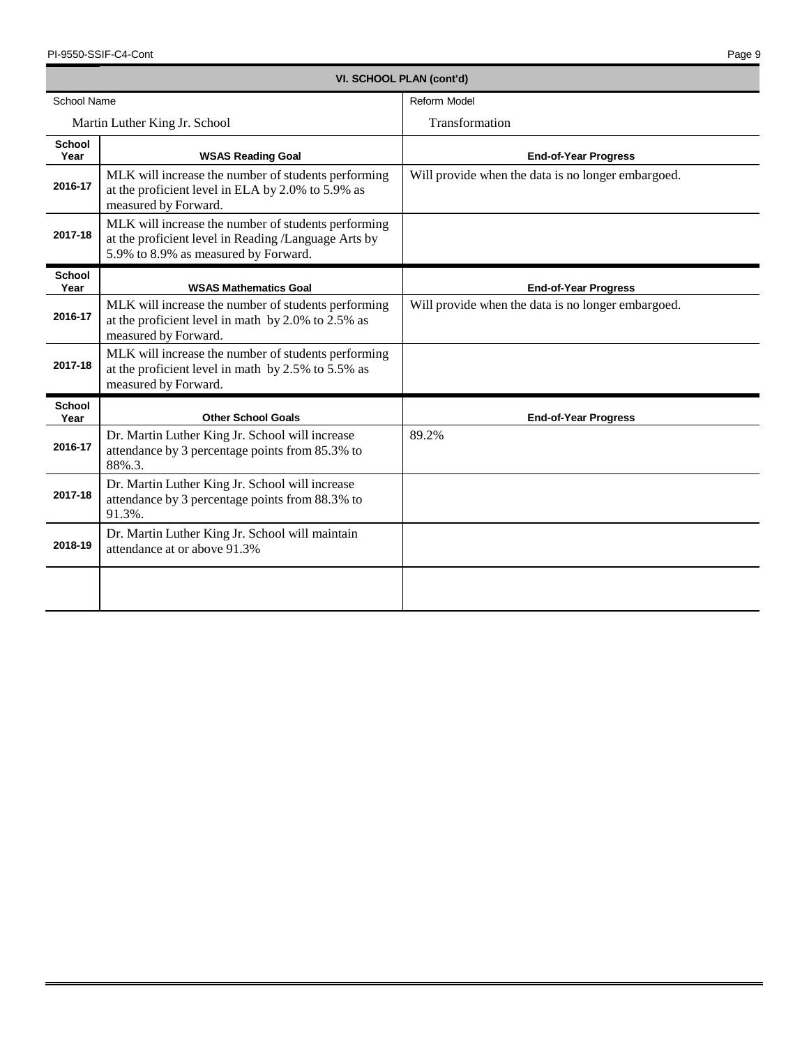## VI. SCHOOL PLAN (cont'd)

| School Name | Reform Model |
|---|---|
| Martin Luther King Jr. School | Transformation |

| School Year | WSAS Reading Goal | End-of-Year Progress |
|---|---|---|
| 2016-17 | MLK will increase the number of students performing at the proficient level in ELA by 2.0% to 5.9% as measured by Forward. | Will provide when the data is no longer embargoed. |
| 2017-18 | MLK will increase the number of students performing at the proficient level in Reading /Language Arts by 5.9% to 8.9% as measured by Forward. | |

| School Year | WSAS Mathematics Goal | End-of-Year Progress |
|---|---|---|
| 2016-17 | MLK will increase the number of students performing at the proficient level in math by 2.0% to 2.5% as measured by Forward. | Will provide when the data is no longer embargoed. |
| 2017-18 | MLK will increase the number of students performing at the proficient level in math by 2.5% to 5.5% as measured by Forward. | |

| School Year | Other School Goals | End-of-Year Progress |
|---|---|---|
| 2016-17 | Dr. Martin Luther King Jr. School will increase attendance by 3 percentage points from 85.3% to 88%.3. | 89.2% |
| 2017-18 | Dr. Martin Luther King Jr. School will increase attendance by 3 percentage points from 88.3% to 91.3%. | |
| 2018-19 | Dr. Martin Luther King Jr. School will maintain attendance at or above 91.3% | |
| | | |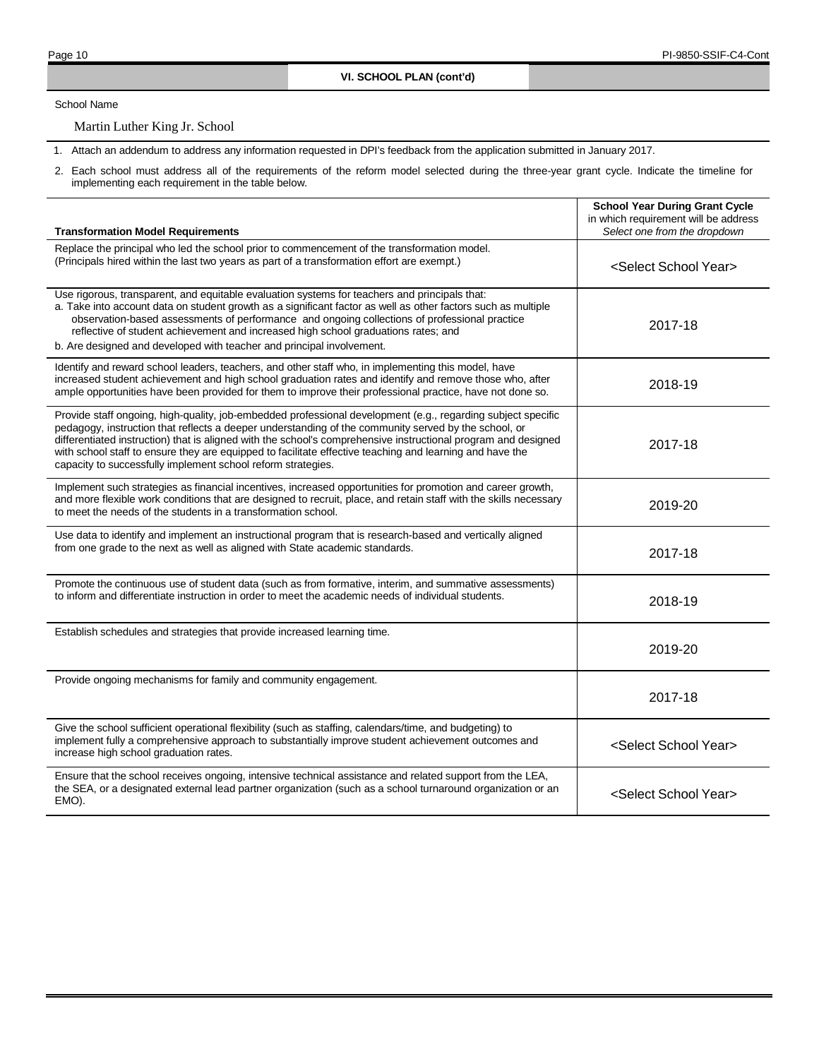## VI. SCHOOL PLAN (cont'd)

School Name

Martin Luther King Jr. School

1. Attach an addendum to address any information requested in DPI's feedback from the application submitted in January 2017.
2. Each school must address all of the requirements of the reform model selected during the three-year grant cycle. Indicate the timeline for implementing each requirement in the table below.

| Transformation Model Requirements | **School Year During Grant Cycle** in which requirement will be address *Select one from the dropdown* |
|---|---|
| Replace the principal who led the school prior to commencement of the transformation model. (Principals hired within the last two years as part of a transformation effort are exempt.) | <Select School Year> |
| Use rigorous, transparent, and equitable evaluation systems for teachers and principals that:<br>a. Take into account data on student growth as a significant factor as well as other factors such as multiple observation-based assessments of performance and ongoing collections of professional practice reflective of student achievement and increased high school graduations rates; and<br>b. Are designed and developed with teacher and principal involvement. | 2017-18 |
| Identify and reward school leaders, teachers, and other staff who, in implementing this model, have increased student achievement and high school graduation rates and identify and remove those who, after ample opportunities have been provided for them to improve their professional practice, have not done so. | 2018-19 |
| Provide staff ongoing, high-quality, job-embedded professional development (e.g., regarding subject specific pedagogy, instruction that reflects a deeper understanding of the community served by the school, or differentiated instruction) that is aligned with the school's comprehensive instructional program and designed with school staff to ensure they are equipped to facilitate effective teaching and learning and have the capacity to successfully implement school reform strategies. | 2017-18 |
| Implement such strategies as financial incentives, increased opportunities for promotion and career growth, and more flexible work conditions that are designed to recruit, place, and retain staff with the skills necessary to meet the needs of the students in a transformation school. | 2019-20 |
| Use data to identify and implement an instructional program that is research-based and vertically aligned from one grade to the next as well as aligned with State academic standards. | 2017-18 |
| Promote the continuous use of student data (such as from formative, interim, and summative assessments) to inform and differentiate instruction in order to meet the academic needs of individual students. | 2018-19 |
| Establish schedules and strategies that provide increased learning time. | 2019-20 |
| Provide ongoing mechanisms for family and community engagement. | 2017-18 |
| Give the school sufficient operational flexibility (such as staffing, calendars/time, and budgeting) to implement fully a comprehensive approach to substantially improve student achievement outcomes and increase high school graduation rates. | <Select School Year> |
| Ensure that the school receives ongoing, intensive technical assistance and related support from the LEA, the SEA, or a designated external lead partner organization (such as a school turnaround organization or an EMO). | <Select School Year> |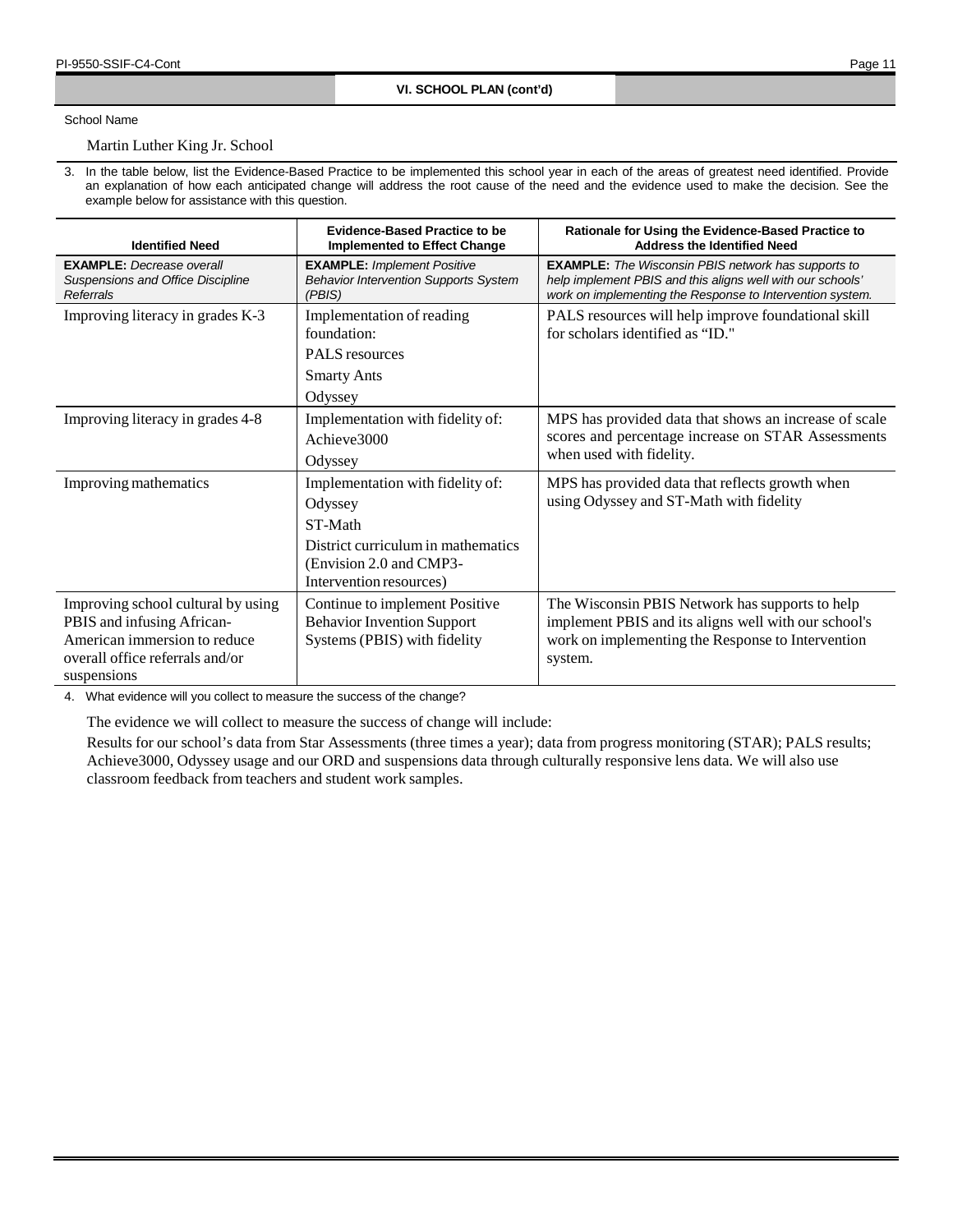## VI. SCHOOL PLAN (cont'd)

School Name

Martin Luther King Jr. School

3. In the table below, list the Evidence-Based Practice to be implemented this school year in each of the areas of greatest need identified. Provide an explanation of how each anticipated change will address the root cause of the need and the evidence used to make the decision. See the example below for assistance with this question.

| Identified Need | Evidence-Based Practice to be Implemented to Effect Change | Rationale for Using the Evidence-Based Practice to Address the Identified Need |
|---|---|---|
| **EXAMPLE:** *Decrease overall Suspensions and Office Discipline Referrals* | **EXAMPLE:** *Implement Positive Behavior Intervention Supports System (PBIS)* | **EXAMPLE:** *The Wisconsin PBIS network has supports to help implement PBIS and this aligns well with our schools' work on implementing the Response to Intervention system.* |
| Improving literacy in grades K-3 | Implementation of reading foundation:<br>PALS resources<br>Smarty Ants<br>Odyssey | PALS resources will help improve foundational skill for scholars identified as "ID." |
| Improving literacy in grades 4-8 | Implementation with fidelity of:<br>Achieve3000<br>Odyssey | MPS has provided data that shows an increase of scale scores and percentage increase on STAR Assessments when used with fidelity. |
| Improving mathematics | Implementation with fidelity of:<br>Odyssey<br>ST-Math<br>District curriculum in mathematics (Envision 2.0 and CMP3-Intervention resources) | MPS has provided data that reflects growth when using Odyssey and ST-Math with fidelity |
| Improving school cultural by using PBIS and infusing African-American immersion to reduce overall office referrals and/or suspensions | Continue to implement Positive Behavior Invention Support Systems (PBIS) with fidelity | The Wisconsin PBIS Network has supports to help implement PBIS and its aligns well with our school's work on implementing the Response to Intervention system. |

4. What evidence will you collect to measure the success of the change?

The evidence we will collect to measure the success of change will include:

Results for our school's data from Star Assessments (three times a year); data from progress monitoring (STAR); PALS results; Achieve3000, Odyssey usage and our ORD and suspensions data through culturally responsive lens data. We will also use classroom feedback from teachers and student work samples.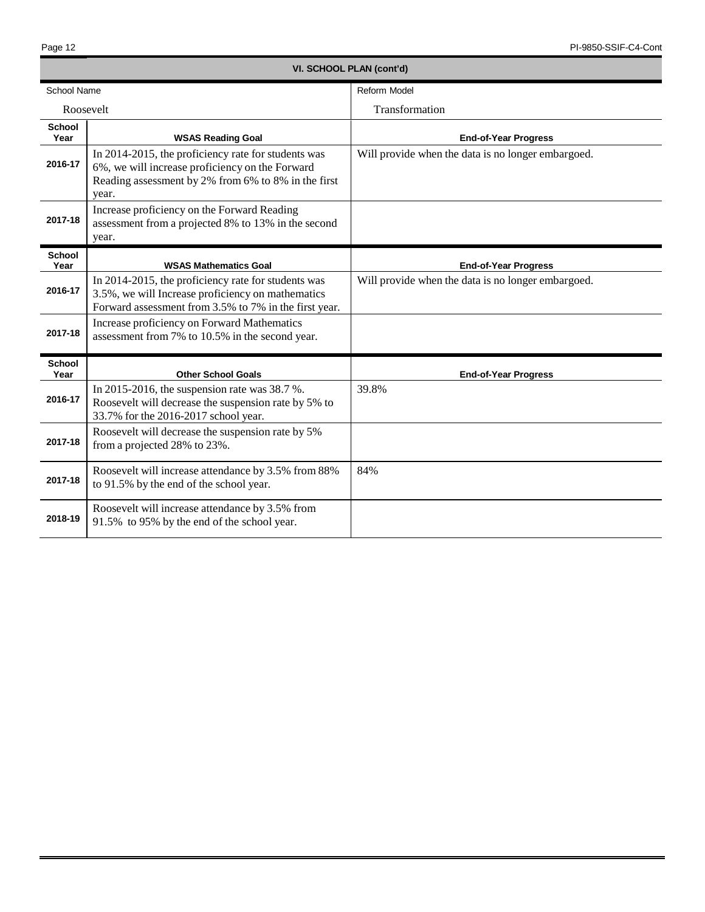## VI. SCHOOL PLAN (cont'd)

| School Name | Reform Model |
|---|---|
| Roosevelt | Transformation |

| School Year | WSAS Reading Goal | End-of-Year Progress |
|---|---|---|
| 2016-17 | In 2014-2015, the proficiency rate for students was 6%, we will increase proficiency on the Forward Reading assessment by 2% from 6% to 8% in the first year. | Will provide when the data is no longer embargoed. |
| 2017-18 | Increase proficiency on the Forward Reading assessment from a projected 8% to 13% in the second year. | |

| School Year | WSAS Mathematics Goal | End-of-Year Progress |
|---|---|---|
| 2016-17 | In 2014-2015, the proficiency rate for students was 3.5%, we will Increase proficiency on mathematics Forward assessment from 3.5% to 7% in the first year. | Will provide when the data is no longer embargoed. |
| 2017-18 | Increase proficiency on Forward Mathematics assessment from 7% to 10.5% in the second year. | |

| School Year | Other School Goals | End-of-Year Progress |
|---|---|---|
| 2016-17 | In 2015-2016, the suspension rate was 38.7 %. Roosevelt will decrease the suspension rate by 5% to 33.7% for the 2016-2017 school year. | 39.8% |
| 2017-18 | Roosevelt will decrease the suspension rate by 5% from a projected 28% to 23%. | |
| 2017-18 | Roosevelt will increase attendance by 3.5% from 88% to 91.5% by the end of the school year. | 84% |
| 2018-19 | Roosevelt will increase attendance by 3.5% from 91.5% to 95% by the end of the school year. | |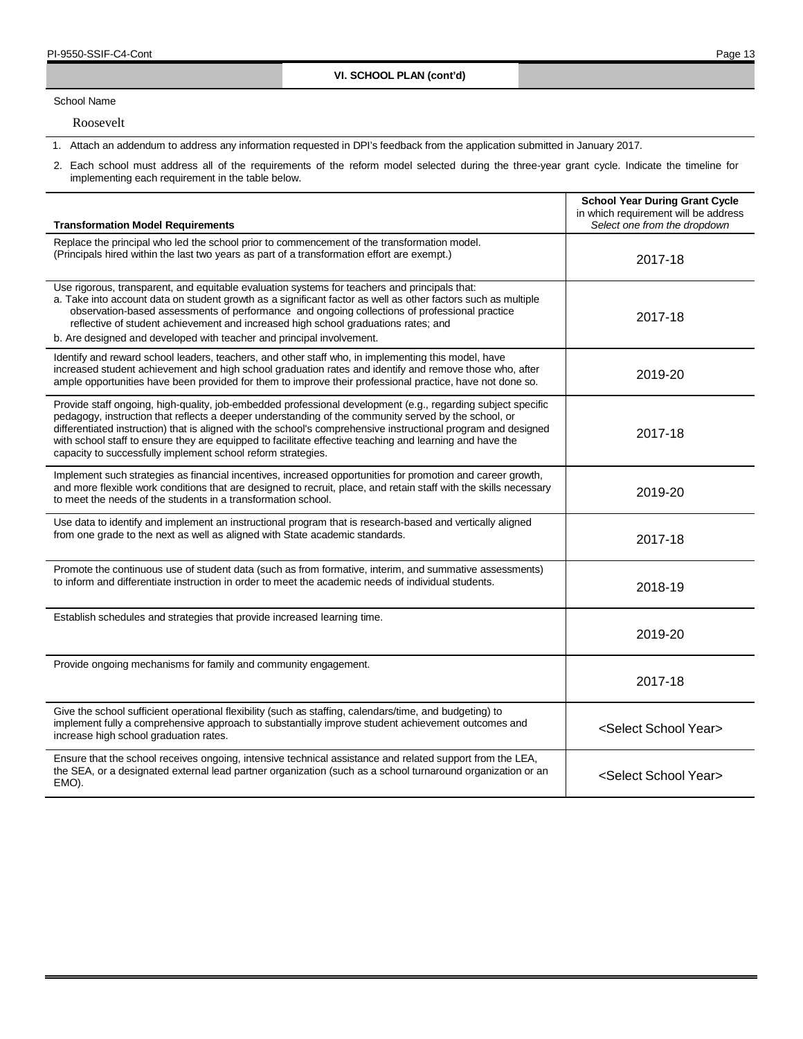## VI. SCHOOL PLAN (cont'd)

School Name

Roosevelt

1. Attach an addendum to address any information requested in DPI's feedback from the application submitted in January 2017.

2. Each school must address all of the requirements of the reform model selected during the three-year grant cycle. Indicate the timeline for implementing each requirement in the table below.

| Transformation Model Requirements | **School Year During Grant Cycle** in which requirement will be address *Select one from the dropdown* |
|---|---|
| Replace the principal who led the school prior to commencement of the transformation model. (Principals hired within the last two years as part of a transformation effort are exempt.) | 2017-18 |
| Use rigorous, transparent, and equitable evaluation systems for teachers and principals that: a. Take into account data on student growth as a significant factor as well as other factors such as multiple observation-based assessments of performance and ongoing collections of professional practice reflective of student achievement and increased high school graduations rates; and b. Are designed and developed with teacher and principal involvement. | 2017-18 |
| Identify and reward school leaders, teachers, and other staff who, in implementing this model, have increased student achievement and high school graduation rates and identify and remove those who, after ample opportunities have been provided for them to improve their professional practice, have not done so. | 2019-20 |
| Provide staff ongoing, high-quality, job-embedded professional development (e.g., regarding subject specific pedagogy, instruction that reflects a deeper understanding of the community served by the school, or differentiated instruction) that is aligned with the school's comprehensive instructional program and designed with school staff to ensure they are equipped to facilitate effective teaching and learning and have the capacity to successfully implement school reform strategies. | 2017-18 |
| Implement such strategies as financial incentives, increased opportunities for promotion and career growth, and more flexible work conditions that are designed to recruit, place, and retain staff with the skills necessary to meet the needs of the students in a transformation school. | 2019-20 |
| Use data to identify and implement an instructional program that is research-based and vertically aligned from one grade to the next as well as aligned with State academic standards. | 2017-18 |
| Promote the continuous use of student data (such as from formative, interim, and summative assessments) to inform and differentiate instruction in order to meet the academic needs of individual students. | 2018-19 |
| Establish schedules and strategies that provide increased learning time. | 2019-20 |
| Provide ongoing mechanisms for family and community engagement. | 2017-18 |
| Give the school sufficient operational flexibility (such as staffing, calendars/time, and budgeting) to implement fully a comprehensive approach to substantially improve student achievement outcomes and increase high school graduation rates. | <Select School Year> |
| Ensure that the school receives ongoing, intensive technical assistance and related support from the LEA, the SEA, or a designated external lead partner organization (such as a school turnaround organization or an EMO). | <Select School Year> |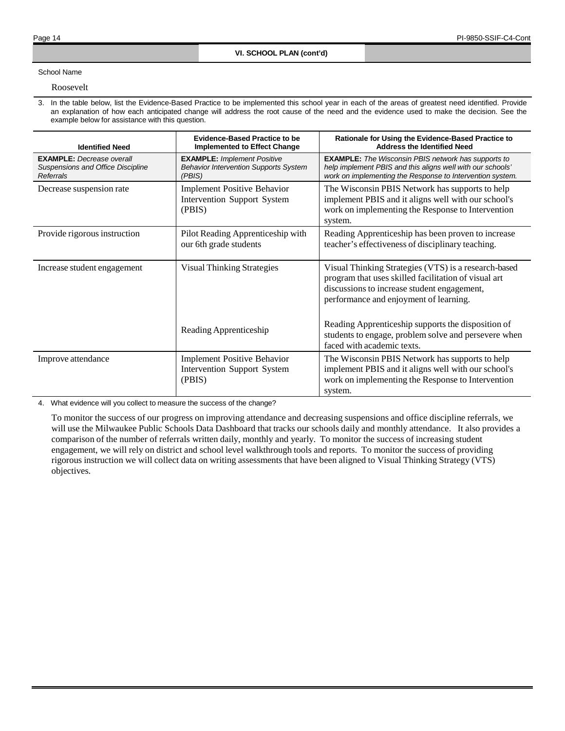## VI. SCHOOL PLAN (cont'd)

School Name

Roosevelt

3. In the table below, list the Evidence-Based Practice to be implemented this school year in each of the areas of greatest need identified. Provide an explanation of how each anticipated change will address the root cause of the need and the evidence used to make the decision. See the example below for assistance with this question.

| Identified Need | Evidence-Based Practice to be Implemented to Effect Change | Rationale for Using the Evidence-Based Practice to Address the Identified Need |
|---|---|---|
| **EXAMPLE:** *Decrease overall Suspensions and Office Discipline Referrals* | **EXAMPLE:** *Implement Positive Behavior Intervention Supports System (PBIS)* | **EXAMPLE:** *The Wisconsin PBIS network has supports to help implement PBIS and this aligns well with our schools' work on implementing the Response to Intervention system.* |
| Decrease suspension rate | Implement Positive Behavior Intervention Support System (PBIS) | The Wisconsin PBIS Network has supports to help implement PBIS and it aligns well with our school's work on implementing the Response to Intervention system. |
| Provide rigorous instruction | Pilot Reading Apprenticeship with our 6th grade students | Reading Apprenticeship has been proven to increase teacher's effectiveness of disciplinary teaching. |
| Increase student engagement | Visual Thinking Strategies<br><br>Reading Apprenticeship | Visual Thinking Strategies (VTS) is a research-based program that uses skilled facilitation of visual art discussions to increase student engagement, performance and enjoyment of learning.<br><br>Reading Apprenticeship supports the disposition of students to engage, problem solve and persevere when faced with academic texts. |
| Improve attendance | Implement Positive Behavior Intervention Support System (PBIS) | The Wisconsin PBIS Network has supports to help implement PBIS and it aligns well with our school's work on implementing the Response to Intervention system. |

4. What evidence will you collect to measure the success of the change?

To monitor the success of our progress on improving attendance and decreasing suspensions and office discipline referrals, we will use the Milwaukee Public Schools Data Dashboard that tracks our schools daily and monthly attendance. It also provides a comparison of the number of referrals written daily, monthly and yearly. To monitor the success of increasing student engagement, we will rely on district and school level walkthrough tools and reports. To monitor the success of providing rigorous instruction we will collect data on writing assessments that have been aligned to Visual Thinking Strategy (VTS) objectives.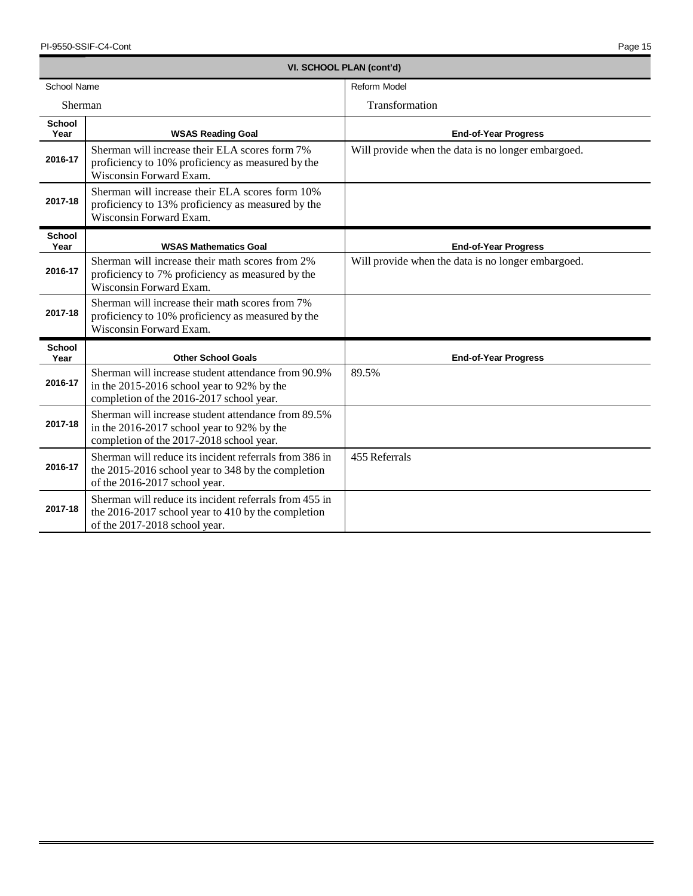## VI. SCHOOL PLAN (cont'd)

| School Name | Reform Model |
|---|---|
| Sherman | Transformation |

| School Year | WSAS Reading Goal | End-of-Year Progress |
|---|---|---|
| 2016-17 | Sherman will increase their ELA scores form 7% proficiency to 10% proficiency as measured by the Wisconsin Forward Exam. | Will provide when the data is no longer embargoed. |
| 2017-18 | Sherman will increase their ELA scores form 10% proficiency to 13% proficiency as measured by the Wisconsin Forward Exam. | |

| School Year | WSAS Mathematics Goal | End-of-Year Progress |
|---|---|---|
| 2016-17 | Sherman will increase their math scores from 2% proficiency to 7% proficiency as measured by the Wisconsin Forward Exam. | Will provide when the data is no longer embargoed. |
| 2017-18 | Sherman will increase their math scores from 7% proficiency to 10% proficiency as measured by the Wisconsin Forward Exam. | |

| School Year | Other School Goals | End-of-Year Progress |
|---|---|---|
| 2016-17 | Sherman will increase student attendance from 90.9% in the 2015-2016 school year to 92% by the completion of the 2016-2017 school year. | 89.5% |
| 2017-18 | Sherman will increase student attendance from 89.5% in the 2016-2017 school year to 92% by the completion of the 2017-2018 school year. | |
| 2016-17 | Sherman will reduce its incident referrals from 386 in the 2015-2016 school year to 348 by the completion of the 2016-2017 school year. | 455 Referrals |
| 2017-18 | Sherman will reduce its incident referrals from 455 in the 2016-2017 school year to 410 by the completion of the 2017-2018 school year. | |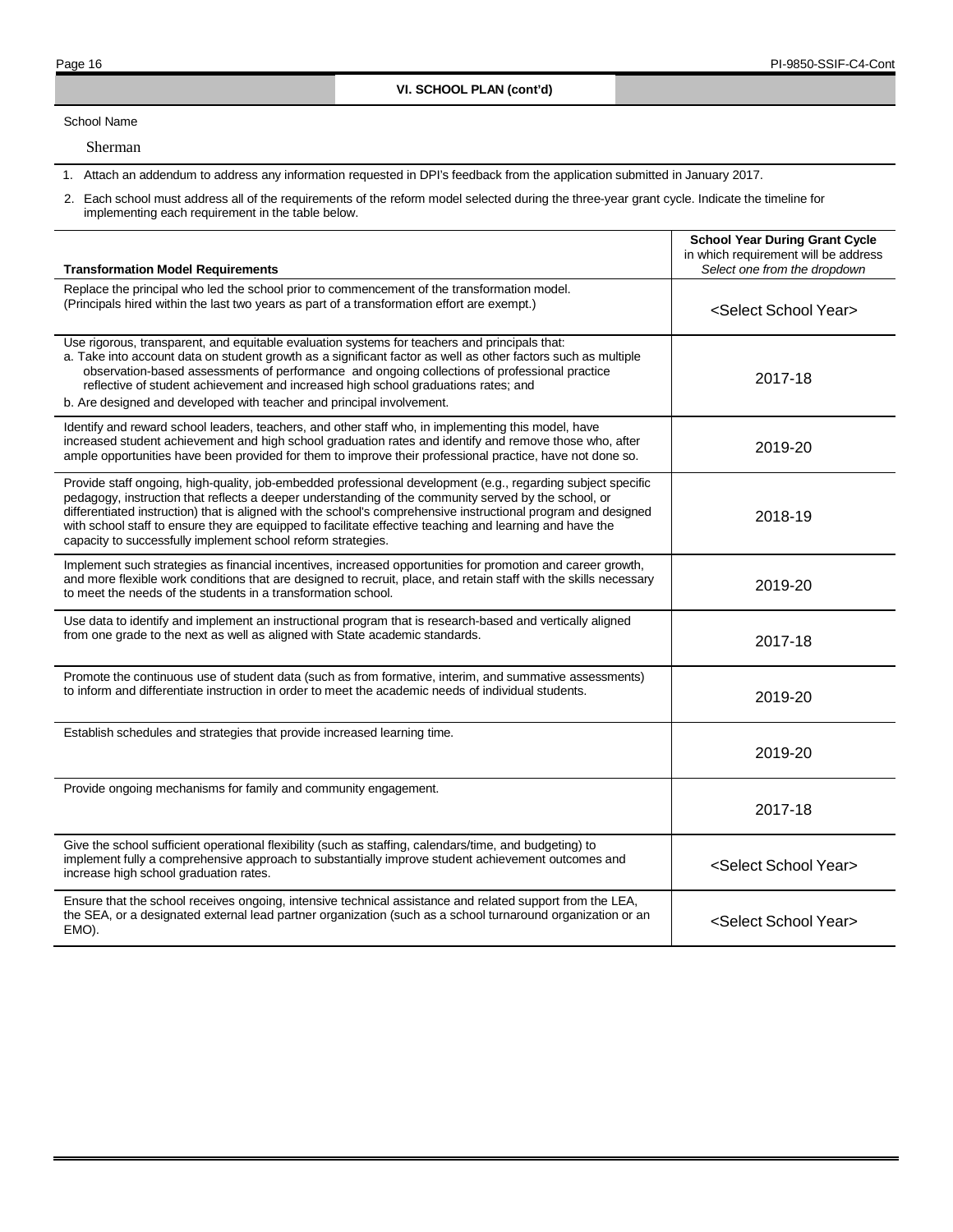## VI. SCHOOL PLAN (cont'd)

School Name

Sherman

1. Attach an addendum to address any information requested in DPI's feedback from the application submitted in January 2017.
2. Each school must address all of the requirements of the reform model selected during the three-year grant cycle. Indicate the timeline for implementing each requirement in the table below.

| Transformation Model Requirements | School Year During Grant Cycle in which requirement will be address *Select one from the dropdown* |
|---|---|
| Replace the principal who led the school prior to commencement of the transformation model. (Principals hired within the last two years as part of a transformation effort are exempt.) | <Select School Year> |
| Use rigorous, transparent, and equitable evaluation systems for teachers and principals that:<br>a. Take into account data on student growth as a significant factor as well as other factors such as multiple observation-based assessments of performance and ongoing collections of professional practice reflective of student achievement and increased high school graduations rates; and<br>b. Are designed and developed with teacher and principal involvement. | 2017-18 |
| Identify and reward school leaders, teachers, and other staff who, in implementing this model, have increased student achievement and high school graduation rates and identify and remove those who, after ample opportunities have been provided for them to improve their professional practice, have not done so. | 2019-20 |
| Provide staff ongoing, high-quality, job-embedded professional development (e.g., regarding subject specific pedagogy, instruction that reflects a deeper understanding of the community served by the school, or differentiated instruction) that is aligned with the school's comprehensive instructional program and designed with school staff to ensure they are equipped to facilitate effective teaching and learning and have the capacity to successfully implement school reform strategies. | 2018-19 |
| Implement such strategies as financial incentives, increased opportunities for promotion and career growth, and more flexible work conditions that are designed to recruit, place, and retain staff with the skills necessary to meet the needs of the students in a transformation school. | 2019-20 |
| Use data to identify and implement an instructional program that is research-based and vertically aligned from one grade to the next as well as aligned with State academic standards. | 2017-18 |
| Promote the continuous use of student data (such as from formative, interim, and summative assessments) to inform and differentiate instruction in order to meet the academic needs of individual students. | 2019-20 |
| Establish schedules and strategies that provide increased learning time. | 2019-20 |
| Provide ongoing mechanisms for family and community engagement. | 2017-18 |
| Give the school sufficient operational flexibility (such as staffing, calendars/time, and budgeting) to implement fully a comprehensive approach to substantially improve student achievement outcomes and increase high school graduation rates. | <Select School Year> |
| Ensure that the school receives ongoing, intensive technical assistance and related support from the LEA, the SEA, or a designated external lead partner organization (such as a school turnaround organization or an EMO). | <Select School Year> |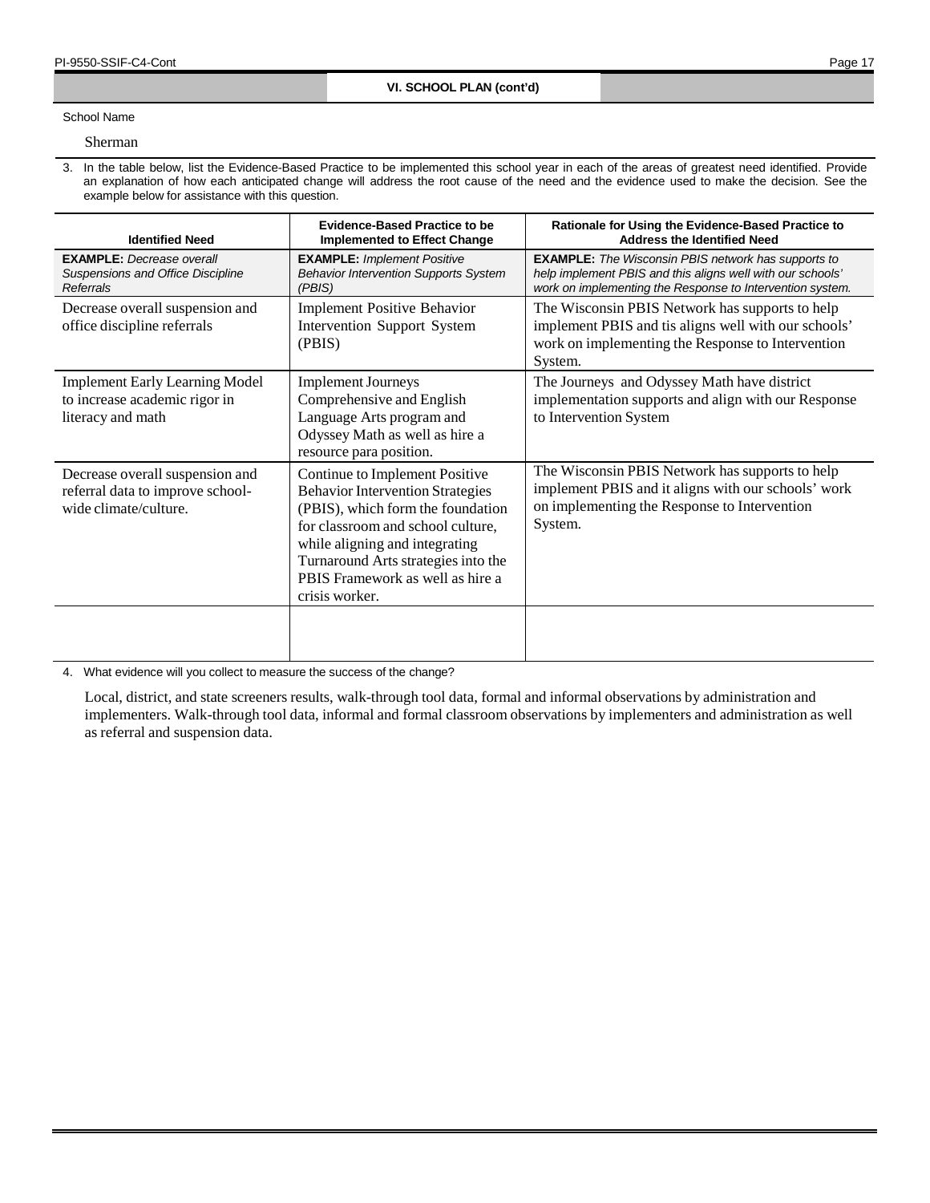## VI. SCHOOL PLAN (cont'd)

School Name

Sherman

3. In the table below, list the Evidence-Based Practice to be implemented this school year in each of the areas of greatest need identified. Provide an explanation of how each anticipated change will address the root cause of the need and the evidence used to make the decision. See the example below for assistance with this question.

| Identified Need | Evidence-Based Practice to be Implemented to Effect Change | Rationale for Using the Evidence-Based Practice to Address the Identified Need |
|---|---|---|
| **EXAMPLE:** *Decrease overall Suspensions and Office Discipline Referrals* | **EXAMPLE:** *Implement Positive Behavior Intervention Supports System (PBIS)* | **EXAMPLE:** *The Wisconsin PBIS network has supports to help implement PBIS and this aligns well with our schools' work on implementing the Response to Intervention system.* |
| Decrease overall suspension and office discipline referrals | Implement Positive Behavior Intervention Support System (PBIS) | The Wisconsin PBIS Network has supports to help implement PBIS and tis aligns well with our schools' work on implementing the Response to Intervention System. |
| Implement Early Learning Model to increase academic rigor in literacy and math | Implement Journeys Comprehensive and English Language Arts program and Odyssey Math as well as hire a resource para position. | The Journeys and Odyssey Math have district implementation supports and align with our Response to Intervention System |
| Decrease overall suspension and referral data to improve school-wide climate/culture. | Continue to Implement Positive Behavior Intervention Strategies (PBIS), which form the foundation for classroom and school culture, while aligning and integrating Turnaround Arts strategies into the PBIS Framework as well as hire a crisis worker. | The Wisconsin PBIS Network has supports to help implement PBIS and it aligns with our schools' work on implementing the Response to Intervention System. |
| | | |

4. What evidence will you collect to measure the success of the change?

Local, district, and state screeners results, walk-through tool data, formal and informal observations by administration and implementers. Walk-through tool data, informal and formal classroom observations by implementers and administration as well as referral and suspension data.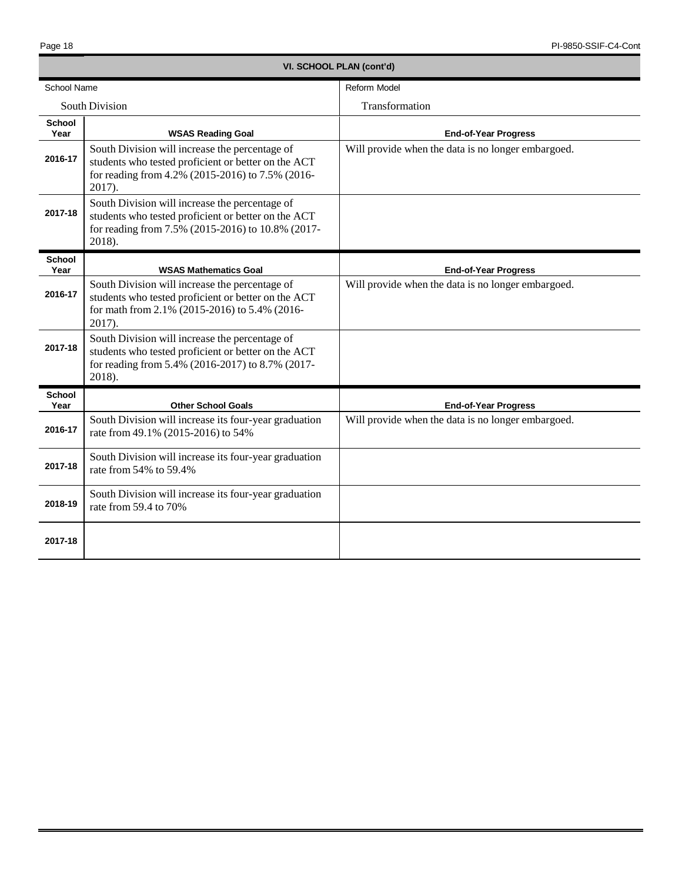## VI. SCHOOL PLAN (cont'd)

| School Name | Reform Model |
|---|---|
| South Division | Transformation |

| School Year | WSAS Reading Goal | End-of-Year Progress |
|---|---|---|
| 2016-17 | South Division will increase the percentage of students who tested proficient or better on the ACT for reading from 4.2% (2015-2016) to 7.5% (2016-2017). | Will provide when the data is no longer embargoed. |
| 2017-18 | South Division will increase the percentage of students who tested proficient or better on the ACT for reading from 7.5% (2015-2016) to 10.8% (2017-2018). | |

| School Year | WSAS Mathematics Goal | End-of-Year Progress |
|---|---|---|
| 2016-17 | South Division will increase the percentage of students who tested proficient or better on the ACT for math from 2.1% (2015-2016) to 5.4% (2016-2017). | Will provide when the data is no longer embargoed. |
| 2017-18 | South Division will increase the percentage of students who tested proficient or better on the ACT for reading from 5.4% (2016-2017) to 8.7% (2017-2018). | |

| School Year | Other School Goals | End-of-Year Progress |
|---|---|---|
| 2016-17 | South Division will increase its four-year graduation rate from 49.1% (2015-2016) to 54% | Will provide when the data is no longer embargoed. |
| 2017-18 | South Division will increase its four-year graduation rate from 54% to 59.4% | |
| 2018-19 | South Division will increase its four-year graduation rate from 59.4 to 70% | |
| 2017-18 | | |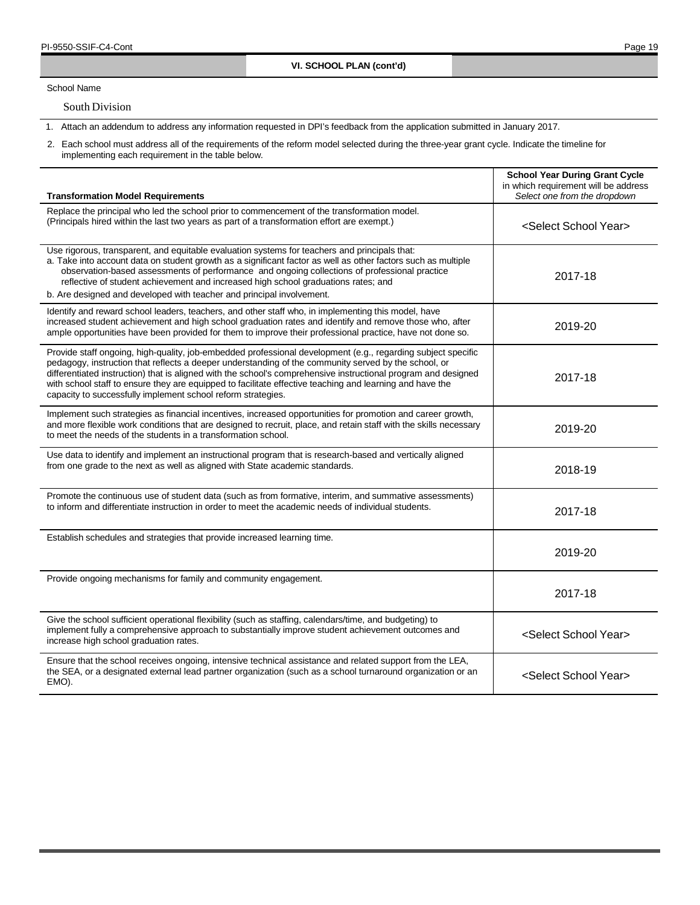## VI. SCHOOL PLAN (cont'd)

School Name

South Division

1. Attach an addendum to address any information requested in DPI's feedback from the application submitted in January 2017.
2. Each school must address all of the requirements of the reform model selected during the three-year grant cycle. Indicate the timeline for implementing each requirement in the table below.

| Transformation Model Requirements | School Year During Grant Cycle in which requirement will be address *Select one from the dropdown* |
|---|---|
| Replace the principal who led the school prior to commencement of the transformation model. (Principals hired within the last two years as part of a transformation effort are exempt.) | <Select School Year> |
| Use rigorous, transparent, and equitable evaluation systems for teachers and principals that: a. Take into account data on student growth as a significant factor as well as other factors such as multiple observation-based assessments of performance and ongoing collections of professional practice reflective of student achievement and increased high school graduations rates; and b. Are designed and developed with teacher and principal involvement. | 2017-18 |
| Identify and reward school leaders, teachers, and other staff who, in implementing this model, have increased student achievement and high school graduation rates and identify and remove those who, after ample opportunities have been provided for them to improve their professional practice, have not done so. | 2019-20 |
| Provide staff ongoing, high-quality, job-embedded professional development (e.g., regarding subject specific pedagogy, instruction that reflects a deeper understanding of the community served by the school, or differentiated instruction) that is aligned with the school's comprehensive instructional program and designed with school staff to ensure they are equipped to facilitate effective teaching and learning and have the capacity to successfully implement school reform strategies. | 2017-18 |
| Implement such strategies as financial incentives, increased opportunities for promotion and career growth, and more flexible work conditions that are designed to recruit, place, and retain staff with the skills necessary to meet the needs of the students in a transformation school. | 2019-20 |
| Use data to identify and implement an instructional program that is research-based and vertically aligned from one grade to the next as well as aligned with State academic standards. | 2018-19 |
| Promote the continuous use of student data (such as from formative, interim, and summative assessments) to inform and differentiate instruction in order to meet the academic needs of individual students. | 2017-18 |
| Establish schedules and strategies that provide increased learning time. | 2019-20 |
| Provide ongoing mechanisms for family and community engagement. | 2017-18 |
| Give the school sufficient operational flexibility (such as staffing, calendars/time, and budgeting) to implement fully a comprehensive approach to substantially improve student achievement outcomes and increase high school graduation rates. | <Select School Year> |
| Ensure that the school receives ongoing, intensive technical assistance and related support from the LEA, the SEA, or a designated external lead partner organization (such as a school turnaround organization or an EMO). | <Select School Year> |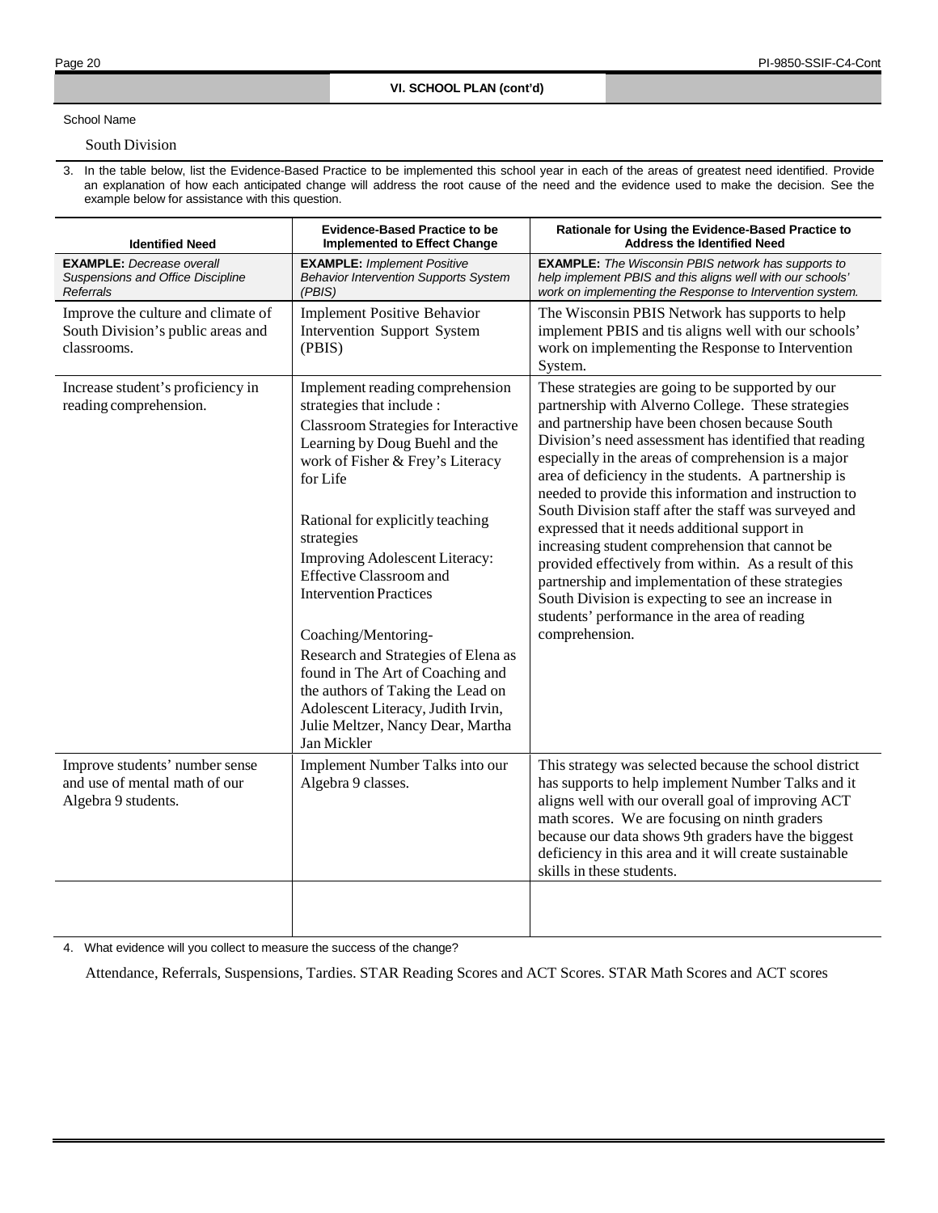## VI. SCHOOL PLAN (cont'd)

School Name

South Division

3. In the table below, list the Evidence-Based Practice to be implemented this school year in each of the areas of greatest need identified. Provide an explanation of how each anticipated change will address the root cause of the need and the evidence used to make the decision. See the example below for assistance with this question.

| Identified Need | Evidence-Based Practice to be Implemented to Effect Change | Rationale for Using the Evidence-Based Practice to Address the Identified Need |
|---|---|---|
| **EXAMPLE:** *Decrease overall Suspensions and Office Discipline Referrals* | **EXAMPLE:** *Implement Positive Behavior Intervention Supports System (PBIS)* | **EXAMPLE:** *The Wisconsin PBIS network has supports to help implement PBIS and this aligns well with our schools' work on implementing the Response to Intervention system.* |
| Improve the culture and climate of South Division's public areas and classrooms. | Implement Positive Behavior Intervention Support System (PBIS) | The Wisconsin PBIS Network has supports to help implement PBIS and tis aligns well with our schools' work on implementing the Response to Intervention System. |
| Increase student's proficiency in reading comprehension. | Implement reading comprehension strategies that include : Classroom Strategies for Interactive Learning by Doug Buehl and the work of Fisher & Frey's Literacy for Life<br><br>Rational for explicitly teaching strategies<br>Improving Adolescent Literacy: Effective Classroom and Intervention Practices<br><br>Coaching/Mentoring-<br>Research and Strategies of Elena as found in The Art of Coaching and the authors of Taking the Lead on Adolescent Literacy, Judith Irvin, Julie Meltzer, Nancy Dear, Martha Jan Mickler | These strategies are going to be supported by our partnership with Alverno College. These strategies and partnership have been chosen because South Division's need assessment has identified that reading especially in the areas of comprehension is a major area of deficiency in the students. A partnership is needed to provide this information and instruction to South Division staff after the staff was surveyed and expressed that it needs additional support in increasing student comprehension that cannot be provided effectively from within. As a result of this partnership and implementation of these strategies South Division is expecting to see an increase in students' performance in the area of reading comprehension. |
| Improve students' number sense and use of mental math of our Algebra 9 students. | Implement Number Talks into our Algebra 9 classes. | This strategy was selected because the school district has supports to help implement Number Talks and it aligns well with our overall goal of improving ACT math scores. We are focusing on ninth graders because our data shows 9th graders have the biggest deficiency in this area and it will create sustainable skills in these students. |
| | | |

4. What evidence will you collect to measure the success of the change?

Attendance, Referrals, Suspensions, Tardies. STAR Reading Scores and ACT Scores. STAR Math Scores and ACT scores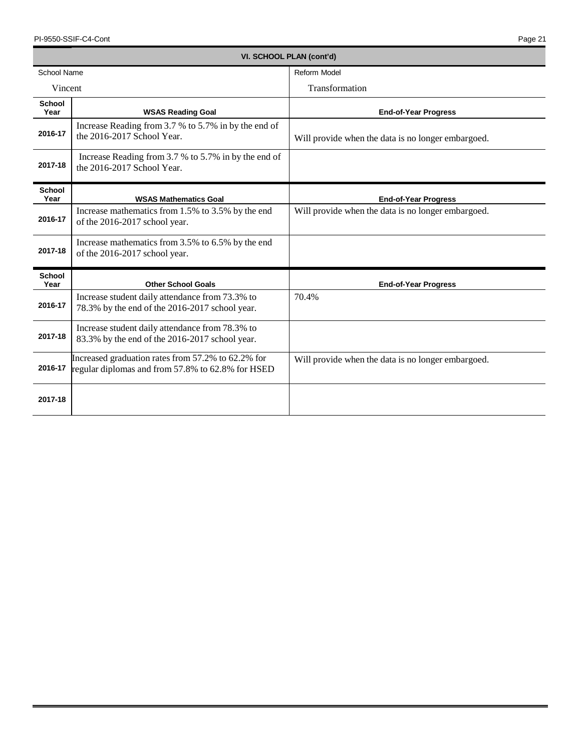## VI. SCHOOL PLAN (cont'd)

| School Name | Reform Model |
|---|---|
| Vincent | Transformation |

| School Year | WSAS Reading Goal | End-of-Year Progress |
|---|---|---|
| 2016-17 | Increase Reading from 3.7 % to 5.7% in by the end of the 2016-2017 School Year. | Will provide when the data is no longer embargoed. |
| 2017-18 | Increase Reading from 3.7 % to 5.7% in by the end of the 2016-2017 School Year. | |

| School Year | WSAS Mathematics Goal | End-of-Year Progress |
|---|---|---|
| 2016-17 | Increase mathematics from 1.5% to 3.5% by the end of the 2016-2017 school year. | Will provide when the data is no longer embargoed. |
| 2017-18 | Increase mathematics from 3.5% to 6.5% by the end of the 2016-2017 school year. | |

| School Year | Other School Goals | End-of-Year Progress |
|---|---|---|
| 2016-17 | Increase student daily attendance from 73.3% to 78.3% by the end of the 2016-2017 school year. | 70.4% |
| 2017-18 | Increase student daily attendance from 78.3% to 83.3% by the end of the 2016-2017 school year. | |
| 2016-17 | Increased graduation rates from 57.2% to 62.2% for regular diplomas and from 57.8% to 62.8% for HSED | Will provide when the data is no longer embargoed. |
| 2017-18 | | |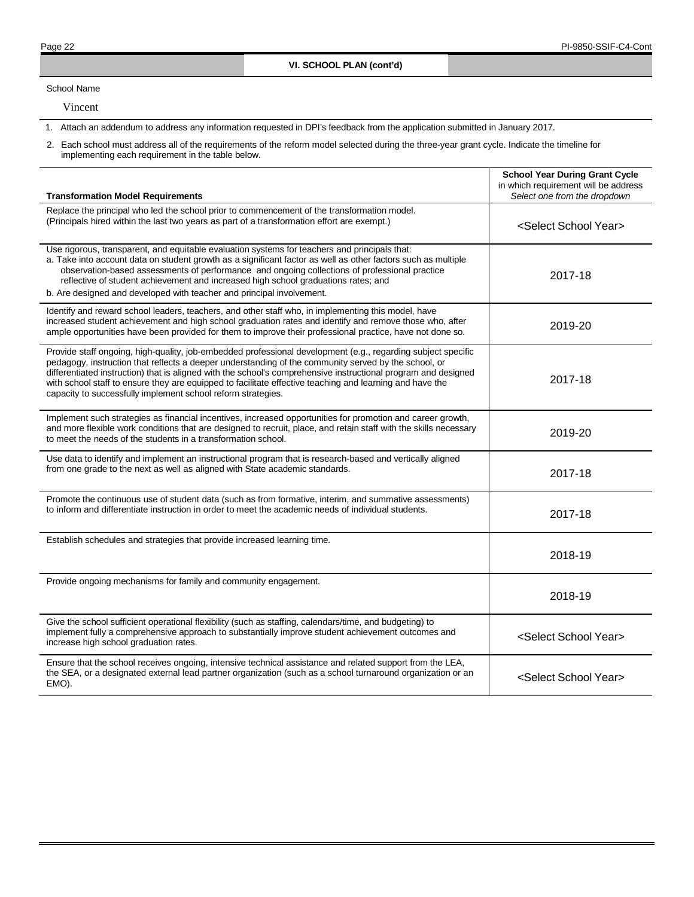## VI. SCHOOL PLAN (cont'd)

School Name

Vincent

1. Attach an addendum to address any information requested in DPI's feedback from the application submitted in January 2017.
2. Each school must address all of the requirements of the reform model selected during the three-year grant cycle. Indicate the timeline for implementing each requirement in the table below.

| Transformation Model Requirements | **School Year During Grant Cycle** in which requirement will be address *Select one from the dropdown* |
|---|---|
| Replace the principal who led the school prior to commencement of the transformation model. (Principals hired within the last two years as part of a transformation effort are exempt.) | <Select School Year> |
| Use rigorous, transparent, and equitable evaluation systems for teachers and principals that:<br>a. Take into account data on student growth as a significant factor as well as other factors such as multiple observation-based assessments of performance and ongoing collections of professional practice reflective of student achievement and increased high school graduations rates; and<br>b. Are designed and developed with teacher and principal involvement. | 2017-18 |
| Identify and reward school leaders, teachers, and other staff who, in implementing this model, have increased student achievement and high school graduation rates and identify and remove those who, after ample opportunities have been provided for them to improve their professional practice, have not done so. | 2019-20 |
| Provide staff ongoing, high-quality, job-embedded professional development (e.g., regarding subject specific pedagogy, instruction that reflects a deeper understanding of the community served by the school, or differentiated instruction) that is aligned with the school's comprehensive instructional program and designed with school staff to ensure they are equipped to facilitate effective teaching and learning and have the capacity to successfully implement school reform strategies. | 2017-18 |
| Implement such strategies as financial incentives, increased opportunities for promotion and career growth, and more flexible work conditions that are designed to recruit, place, and retain staff with the skills necessary to meet the needs of the students in a transformation school. | 2019-20 |
| Use data to identify and implement an instructional program that is research-based and vertically aligned from one grade to the next as well as aligned with State academic standards. | 2017-18 |
| Promote the continuous use of student data (such as from formative, interim, and summative assessments) to inform and differentiate instruction in order to meet the academic needs of individual students. | 2017-18 |
| Establish schedules and strategies that provide increased learning time. | 2018-19 |
| Provide ongoing mechanisms for family and community engagement. | 2018-19 |
| Give the school sufficient operational flexibility (such as staffing, calendars/time, and budgeting) to implement fully a comprehensive approach to substantially improve student achievement outcomes and increase high school graduation rates. | <Select School Year> |
| Ensure that the school receives ongoing, intensive technical assistance and related support from the LEA, the SEA, or a designated external lead partner organization (such as a school turnaround organization or an EMO). | <Select School Year> |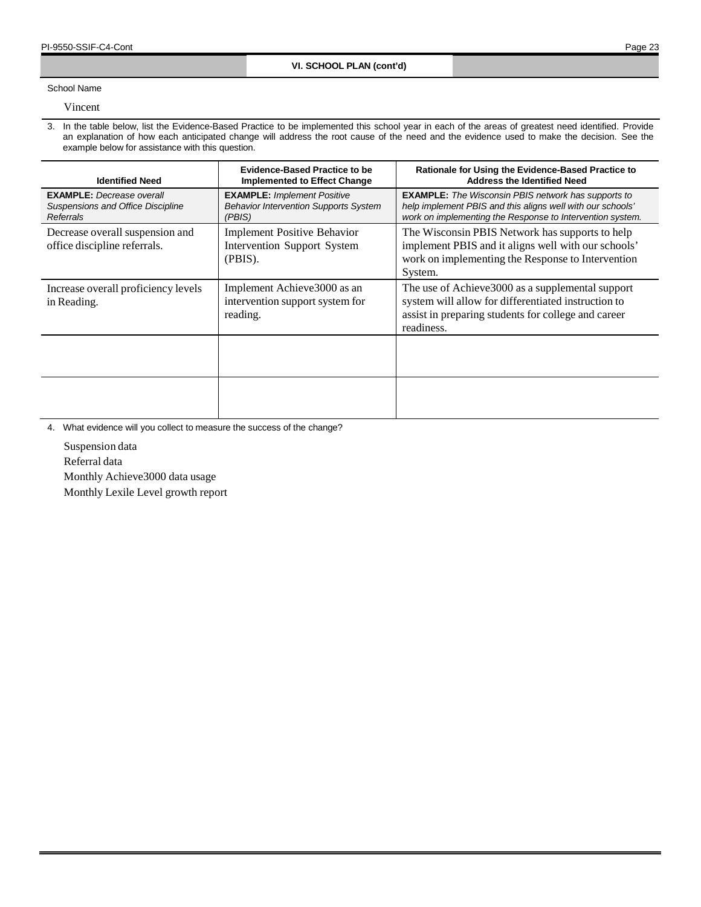## VI. SCHOOL PLAN (cont'd)

School Name

Vincent

3. In the table below, list the Evidence-Based Practice to be implemented this school year in each of the areas of greatest need identified. Provide an explanation of how each anticipated change will address the root cause of the need and the evidence used to make the decision. See the example below for assistance with this question.

| Identified Need | Evidence-Based Practice to be Implemented to Effect Change | Rationale for Using the Evidence-Based Practice to Address the Identified Need |
|---|---|---|
| **EXAMPLE:** *Decrease overall Suspensions and Office Discipline Referrals* | **EXAMPLE:** *Implement Positive Behavior Intervention Supports System (PBIS)* | **EXAMPLE:** *The Wisconsin PBIS network has supports to help implement PBIS and this aligns well with our schools' work on implementing the Response to Intervention system.* |
| Decrease overall suspension and office discipline referrals. | Implement Positive Behavior Intervention Support System (PBIS). | The Wisconsin PBIS Network has supports to help implement PBIS and it aligns well with our schools' work on implementing the Response to Intervention System. |
| Increase overall proficiency levels in Reading. | Implement Achieve3000 as an intervention support system for reading. | The use of Achieve3000 as a supplemental support system will allow for differentiated instruction to assist in preparing students for college and career readiness. |
| | | |
| | | |

4. What evidence will you collect to measure the success of the change?

Suspension data
Referral data
Monthly Achieve3000 data usage
Monthly Lexile Level growth report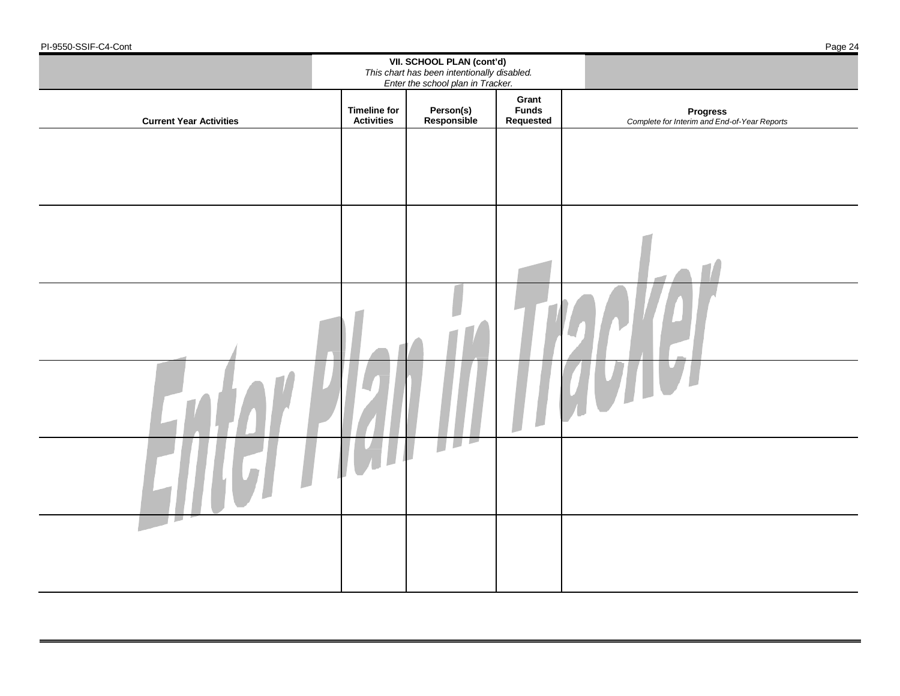## VII. SCHOOL PLAN (cont'd)

*This chart has been intentionally disabled.*
*Enter the school plan in Tracker.*

| Current Year Activities | Timeline for Activities | Person(s) Responsible | Grant Funds Requested | Progress *Complete for Interim and End-of-Year Reports* |
|---|---|---|---|---|
| | | | | |
| | | | | |
| | | | | |
| | | | | |
| | | | | |
| | | | | |

Enter Plan in Tracker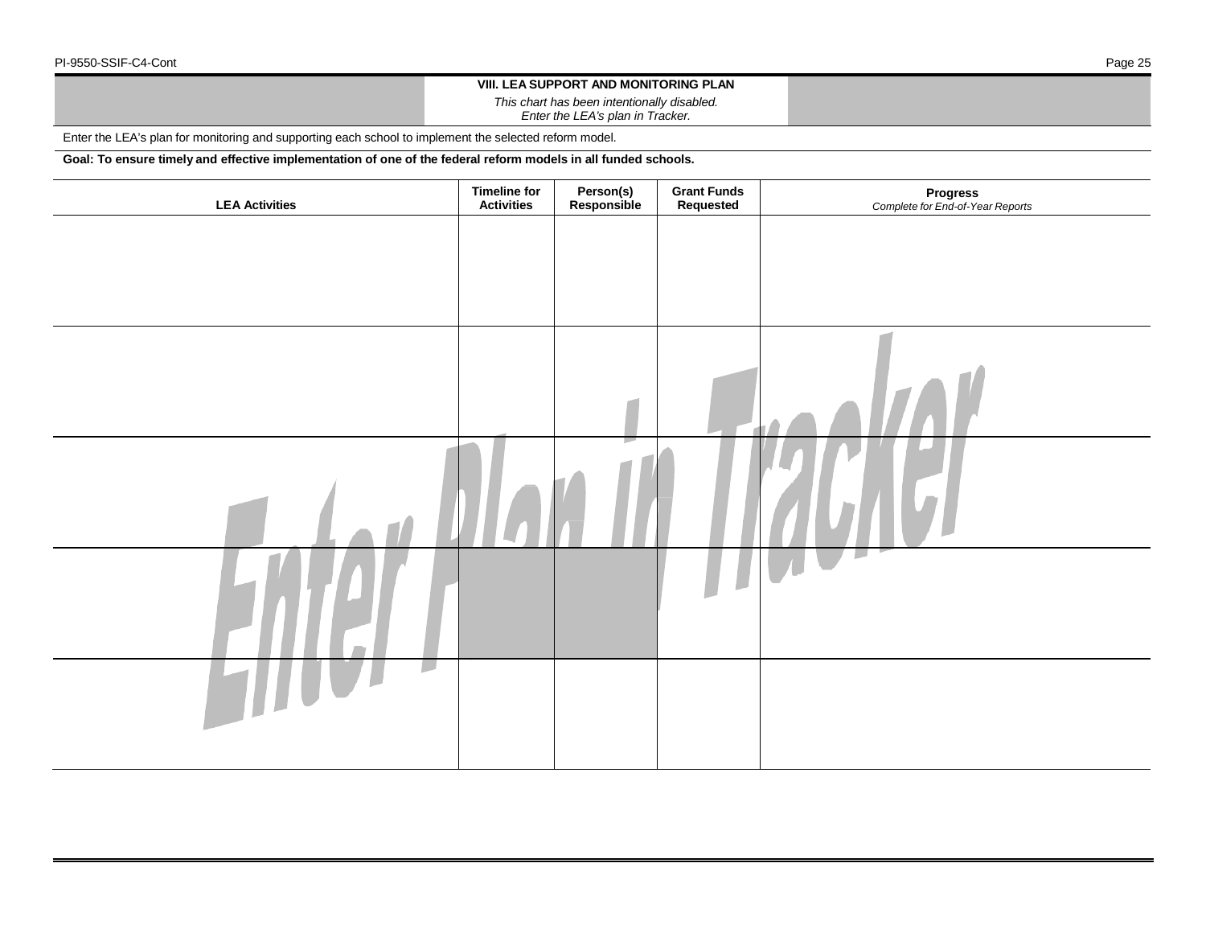## VIII. LEA SUPPORT AND MONITORING PLAN

*This chart has been intentionally disabled.*
*Enter the LEA's plan in Tracker.*

Enter the LEA's plan for monitoring and supporting each school to implement the selected reform model.

**Goal: To ensure timely and effective implementation of one of the federal reform models in all funded schools.**

| LEA Activities | Timeline for Activities | Person(s) Responsible | Grant Funds Requested | Progress *Complete for End-of-Year Reports* |
|---|---|---|---|---|
| | | | | |
| | | | | |
| | | | | |
| | | | | |
| | | | | |

Enter Plan in Tracker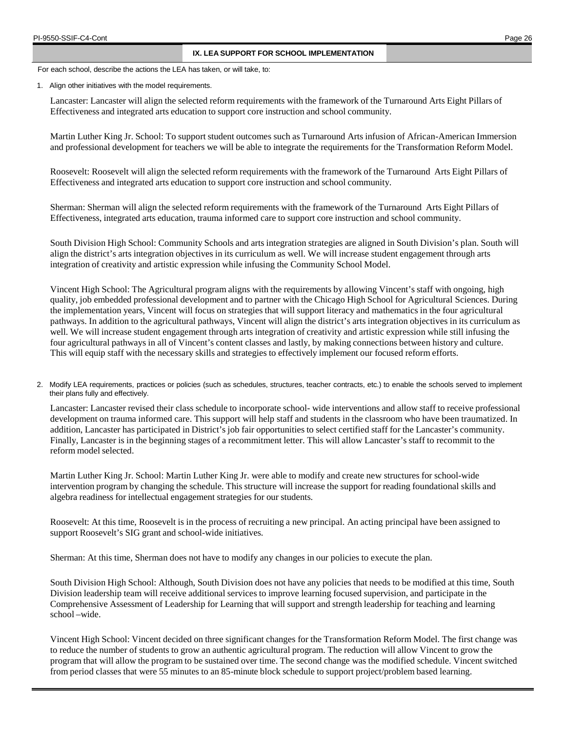## IX. LEA SUPPORT FOR SCHOOL IMPLEMENTATION

For each school, describe the actions the LEA has taken, or will take, to:

1. Align other initiatives with the model requirements.

Lancaster: Lancaster will align the selected reform requirements with the framework of the Turnaround Arts Eight Pillars of Effectiveness and integrated arts education to support core instruction and school community.

Martin Luther King Jr. School: To support student outcomes such as Turnaround Arts infusion of African-American Immersion and professional development for teachers we will be able to integrate the requirements for the Transformation Reform Model.

Roosevelt: Roosevelt will align the selected reform requirements with the framework of the Turnaround Arts Eight Pillars of Effectiveness and integrated arts education to support core instruction and school community.

Sherman: Sherman will align the selected reform requirements with the framework of the Turnaround Arts Eight Pillars of Effectiveness, integrated arts education, trauma informed care to support core instruction and school community.

South Division High School: Community Schools and arts integration strategies are aligned in South Division's plan. South will align the district's arts integration objectives in its curriculum as well. We will increase student engagement through arts integration of creativity and artistic expression while infusing the Community School Model.

Vincent High School: The Agricultural program aligns with the requirements by allowing Vincent's staff with ongoing, high quality, job embedded professional development and to partner with the Chicago High School for Agricultural Sciences. During the implementation years, Vincent will focus on strategies that will support literacy and mathematics in the four agricultural pathways. In addition to the agricultural pathways, Vincent will align the district's arts integration objectives in its curriculum as well. We will increase student engagement through arts integration of creativity and artistic expression while still infusing the four agricultural pathways in all of Vincent's content classes and lastly, by making connections between history and culture. This will equip staff with the necessary skills and strategies to effectively implement our focused reform efforts.

2. Modify LEA requirements, practices or policies (such as schedules, structures, teacher contracts, etc.) to enable the schools served to implement their plans fully and effectively.

Lancaster: Lancaster revised their class schedule to incorporate school- wide interventions and allow staff to receive professional development on trauma informed care. This support will help staff and students in the classroom who have been traumatized. In addition, Lancaster has participated in District's job fair opportunities to select certified staff for the Lancaster's community. Finally, Lancaster is in the beginning stages of a recommitment letter. This will allow Lancaster's staff to recommit to the reform model selected.

Martin Luther King Jr. School: Martin Luther King Jr. were able to modify and create new structures for school-wide intervention program by changing the schedule. This structure will increase the support for reading foundational skills and algebra readiness for intellectual engagement strategies for our students.

Roosevelt: At this time, Roosevelt is in the process of recruiting a new principal. An acting principal have been assigned to support Roosevelt's SIG grant and school-wide initiatives.

Sherman: At this time, Sherman does not have to modify any changes in our policies to execute the plan.

South Division High School: Although, South Division does not have any policies that needs to be modified at this time, South Division leadership team will receive additional services to improve learning focused supervision, and participate in the Comprehensive Assessment of Leadership for Learning that will support and strength leadership for teaching and learning school –wide.

Vincent High School: Vincent decided on three significant changes for the Transformation Reform Model. The first change was to reduce the number of students to grow an authentic agricultural program. The reduction will allow Vincent to grow the program that will allow the program to be sustained over time. The second change was the modified schedule. Vincent switched from period classes that were 55 minutes to an 85-minute block schedule to support project/problem based learning.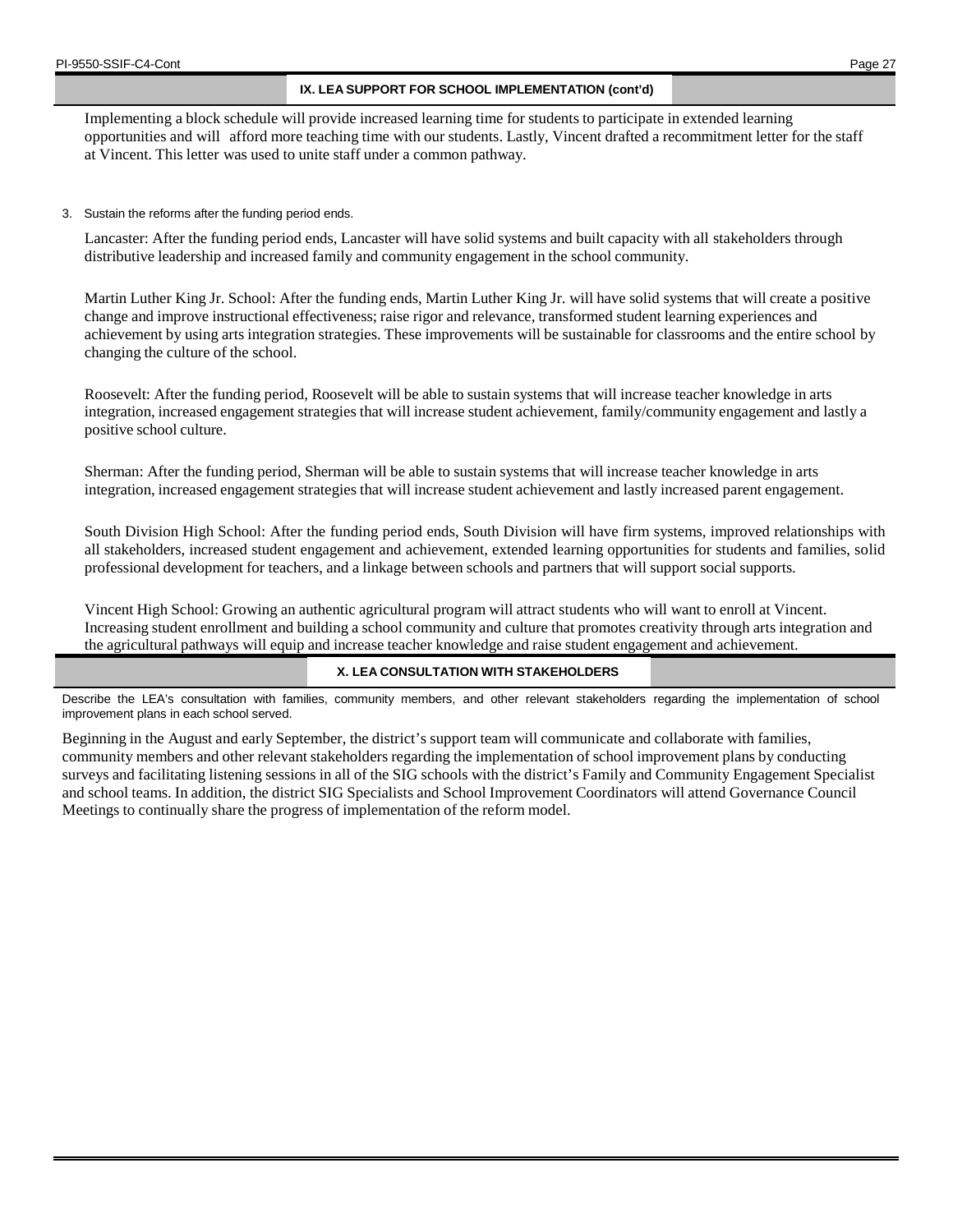## IX. LEA SUPPORT FOR SCHOOL IMPLEMENTATION (cont'd)

Implementing a block schedule will provide increased learning time for students to participate in extended learning opportunities and will afford more teaching time with our students. Lastly, Vincent drafted a recommitment letter for the staff at Vincent. This letter was used to unite staff under a common pathway.

3. Sustain the reforms after the funding period ends.

Lancaster: After the funding period ends, Lancaster will have solid systems and built capacity with all stakeholders through distributive leadership and increased family and community engagement in the school community.

Martin Luther King Jr. School: After the funding ends, Martin Luther King Jr. will have solid systems that will create a positive change and improve instructional effectiveness; raise rigor and relevance, transformed student learning experiences and achievement by using arts integration strategies. These improvements will be sustainable for classrooms and the entire school by changing the culture of the school.

Roosevelt: After the funding period, Roosevelt will be able to sustain systems that will increase teacher knowledge in arts integration, increased engagement strategies that will increase student achievement, family/community engagement and lastly a positive school culture.

Sherman: After the funding period, Sherman will be able to sustain systems that will increase teacher knowledge in arts integration, increased engagement strategies that will increase student achievement and lastly increased parent engagement.

South Division High School: After the funding period ends, South Division will have firm systems, improved relationships with all stakeholders, increased student engagement and achievement, extended learning opportunities for students and families, solid professional development for teachers, and a linkage between schools and partners that will support social supports.

Vincent High School: Growing an authentic agricultural program will attract students who will want to enroll at Vincent. Increasing student enrollment and building a school community and culture that promotes creativity through arts integration and the agricultural pathways will equip and increase teacher knowledge and raise student engagement and achievement.

## X. LEA CONSULTATION WITH STAKEHOLDERS

Describe the LEA's consultation with families, community members, and other relevant stakeholders regarding the implementation of school improvement plans in each school served.

Beginning in the August and early September, the district's support team will communicate and collaborate with families, community members and other relevant stakeholders regarding the implementation of school improvement plans by conducting surveys and facilitating listening sessions in all of the SIG schools with the district's Family and Community Engagement Specialist and school teams. In addition, the district SIG Specialists and School Improvement Coordinators will attend Governance Council Meetings to continually share the progress of implementation of the reform model.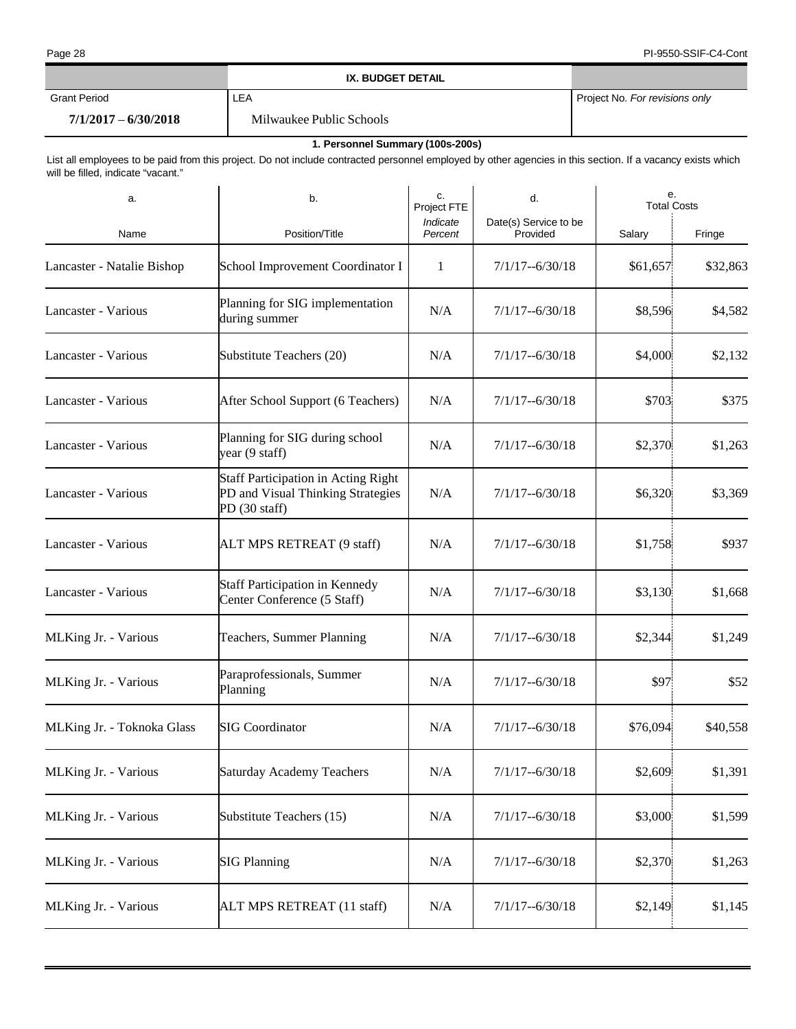## IX. BUDGET DETAIL

| Grant Period | LEA | Project No. *For revisions only* |
|---|---|---|
| **7/1/2017 – 6/30/2018** | Milwaukee Public Schools | |

### 1. Personnel Summary (100s-200s)

List all employees to be paid from this project. Do not include contracted personnel employed by other agencies in this section. If a vacancy exists which will be filled, indicate "vacant."

| a. | b. | c. Project FTE | d. | e. Total Costs | |
|---|---|---|---|---|---|
| Name | Position/Title | *Indicate Percent* | Date(s) Service to be Provided | Salary | Fringe |
| Lancaster - Natalie Bishop | School Improvement Coordinator I | 1 | 7/1/17--6/30/18 | $61,657 | $32,863 |
| Lancaster - Various | Planning for SIG implementation during summer | N/A | 7/1/17--6/30/18 | $8,596 | $4,582 |
| Lancaster - Various | Substitute Teachers (20) | N/A | 7/1/17--6/30/18 | $4,000 | $2,132 |
| Lancaster - Various | After School Support (6 Teachers) | N/A | 7/1/17--6/30/18 | $703 | $375 |
| Lancaster - Various | Planning for SIG during school year (9 staff) | N/A | 7/1/17--6/30/18 | $2,370 | $1,263 |
| Lancaster - Various | Staff Participation in Acting Right PD and Visual Thinking Strategies PD (30 staff) | N/A | 7/1/17--6/30/18 | $6,320 | $3,369 |
| Lancaster - Various | ALT MPS RETREAT (9 staff) | N/A | 7/1/17--6/30/18 | $1,758 | $937 |
| Lancaster - Various | Staff Participation in Kennedy Center Conference (5 Staff) | N/A | 7/1/17--6/30/18 | $3,130 | $1,668 |
| MLKing Jr. - Various | Teachers, Summer Planning | N/A | 7/1/17--6/30/18 | $2,344 | $1,249 |
| MLKing Jr. - Various | Paraprofessionals, Summer Planning | N/A | 7/1/17--6/30/18 | $97 | $52 |
| MLKing Jr. - Toknoka Glass | SIG Coordinator | N/A | 7/1/17--6/30/18 | $76,094 | $40,558 |
| MLKing Jr. - Various | Saturday Academy Teachers | N/A | 7/1/17--6/30/18 | $2,609 | $1,391 |
| MLKing Jr. - Various | Substitute Teachers (15) | N/A | 7/1/17--6/30/18 | $3,000 | $1,599 |
| MLKing Jr. - Various | SIG Planning | N/A | 7/1/17--6/30/18 | $2,370 | $1,263 |
| MLKing Jr. - Various | ALT MPS RETREAT (11 staff) | N/A | 7/1/17--6/30/18 | $2,149 | $1,145 |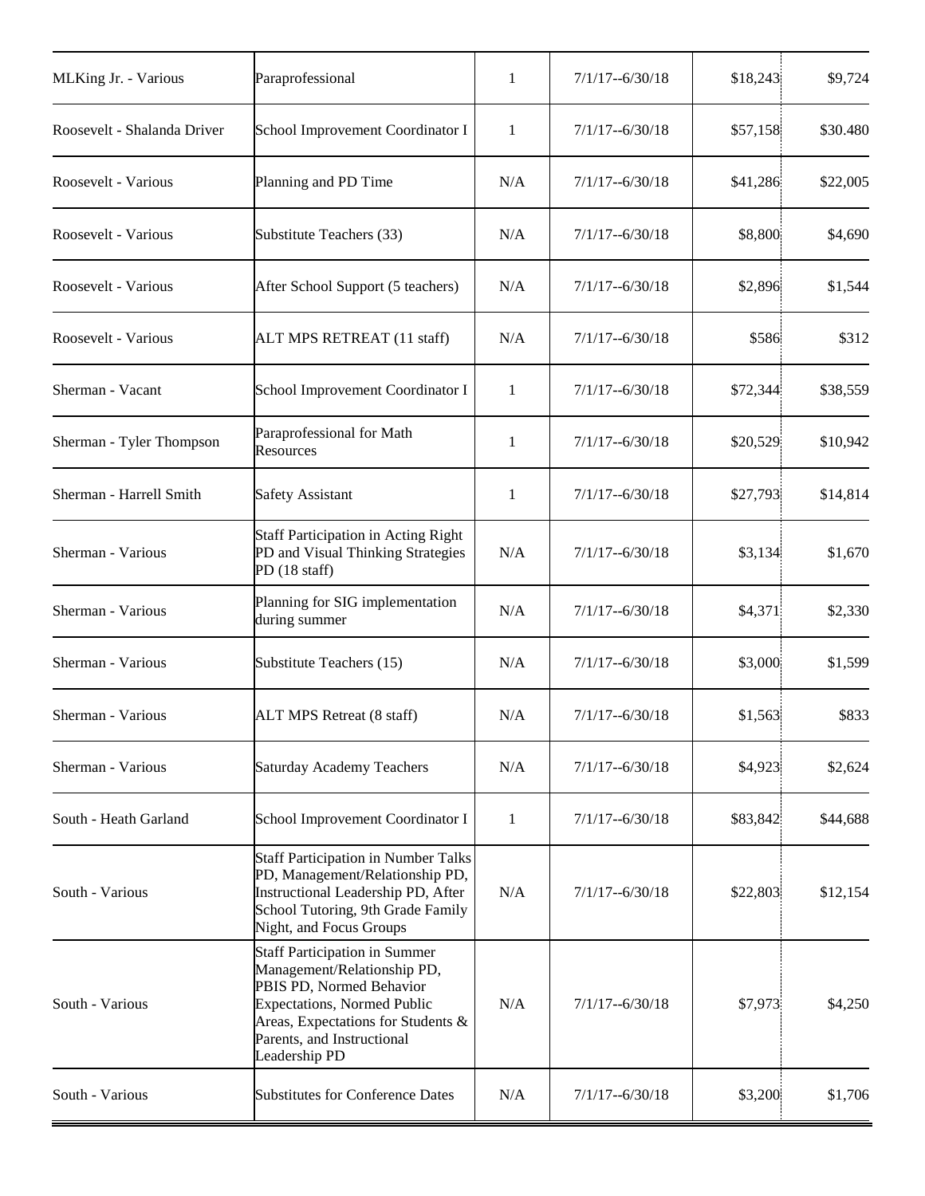| | | | | | |
|---|---|---|---|---|---|
| MLKing Jr. - Various | Paraprofessional | 1 | 7/1/17--6/30/18 | $18,243 | $9,724 |
| Roosevelt - Shalanda Driver | School Improvement Coordinator I | 1 | 7/1/17--6/30/18 | $57,158 | $30.480 |
| Roosevelt - Various | Planning and PD Time | N/A | 7/1/17--6/30/18 | $41,286 | $22,005 |
| Roosevelt - Various | Substitute Teachers (33) | N/A | 7/1/17--6/30/18 | $8,800 | $4,690 |
| Roosevelt - Various | After School Support (5 teachers) | N/A | 7/1/17--6/30/18 | $2,896 | $1,544 |
| Roosevelt - Various | ALT MPS RETREAT (11 staff) | N/A | 7/1/17--6/30/18 | $586 | $312 |
| Sherman - Vacant | School Improvement Coordinator I | 1 | 7/1/17--6/30/18 | $72,344 | $38,559 |
| Sherman - Tyler Thompson | Paraprofessional for Math Resources | 1 | 7/1/17--6/30/18 | $20,529 | $10,942 |
| Sherman - Harrell Smith | Safety Assistant | 1 | 7/1/17--6/30/18 | $27,793 | $14,814 |
| Sherman - Various | Staff Participation in Acting Right PD and Visual Thinking Strategies PD (18 staff) | N/A | 7/1/17--6/30/18 | $3,134 | $1,670 |
| Sherman - Various | Planning for SIG implementation during summer | N/A | 7/1/17--6/30/18 | $4,371 | $2,330 |
| Sherman - Various | Substitute Teachers (15) | N/A | 7/1/17--6/30/18 | $3,000 | $1,599 |
| Sherman - Various | ALT MPS Retreat (8 staff) | N/A | 7/1/17--6/30/18 | $1,563 | $833 |
| Sherman - Various | Saturday Academy Teachers | N/A | 7/1/17--6/30/18 | $4,923 | $2,624 |
| South - Heath Garland | School Improvement Coordinator I | 1 | 7/1/17--6/30/18 | $83,842 | $44,688 |
| South - Various | Staff Participation in Number Talks PD, Management/Relationship PD, Instructional Leadership PD, After School Tutoring, 9th Grade Family Night, and Focus Groups | N/A | 7/1/17--6/30/18 | $22,803 | $12,154 |
| South - Various | Staff Participation in Summer Management/Relationship PD, PBIS PD, Normed Behavior Expectations, Normed Public Areas, Expectations for Students & Parents, and Instructional Leadership PD | N/A | 7/1/17--6/30/18 | $7,973 | $4,250 |
| South - Various | Substitutes for Conference Dates | N/A | 7/1/17--6/30/18 | $3,200 | $1,706 |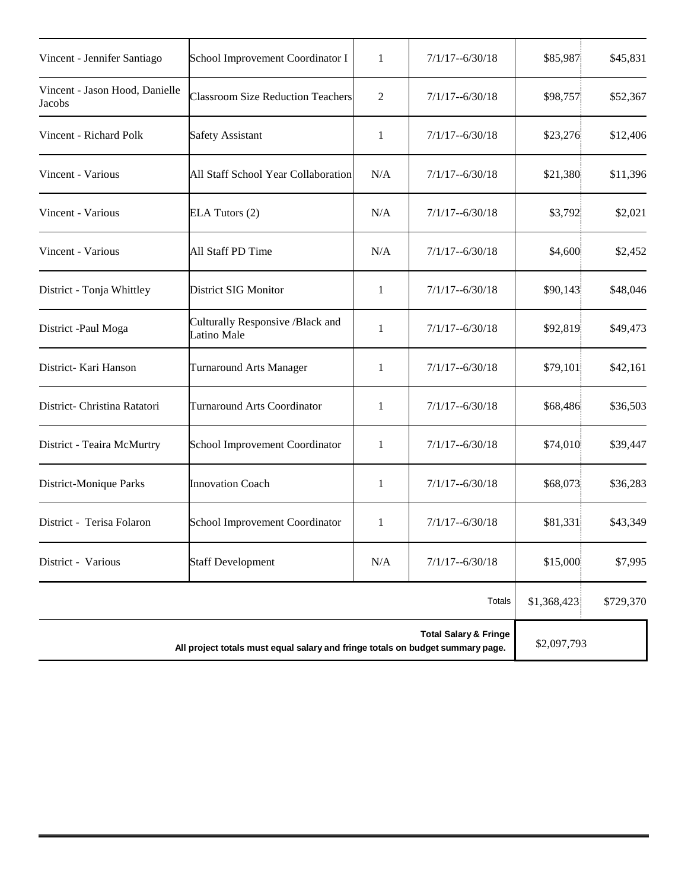| | | | | | |
|---|---|---|---|---|---|
| Vincent - Jennifer Santiago | School Improvement Coordinator I | 1 | 7/1/17--6/30/18 | $85,987 | $45,831 |
| Vincent - Jason Hood, Danielle Jacobs | Classroom Size Reduction Teachers | 2 | 7/1/17--6/30/18 | $98,757 | $52,367 |
| Vincent - Richard Polk | Safety Assistant | 1 | 7/1/17--6/30/18 | $23,276 | $12,406 |
| Vincent - Various | All Staff School Year Collaboration | N/A | 7/1/17--6/30/18 | $21,380 | $11,396 |
| Vincent - Various | ELA Tutors (2) | N/A | 7/1/17--6/30/18 | $3,792 | $2,021 |
| Vincent - Various | All Staff PD Time | N/A | 7/1/17--6/30/18 | $4,600 | $2,452 |
| District - Tonja Whittley | District SIG Monitor | 1 | 7/1/17--6/30/18 | $90,143 | $48,046 |
| District -Paul Moga | Culturally Responsive /Black and Latino Male | 1 | 7/1/17--6/30/18 | $92,819 | $49,473 |
| District- Kari Hanson | Turnaround Arts Manager | 1 | 7/1/17--6/30/18 | $79,101 | $42,161 |
| District- Christina Ratatori | Turnaround Arts Coordinator | 1 | 7/1/17--6/30/18 | $68,486 | $36,503 |
| District - Teaira McMurtry | School Improvement Coordinator | 1 | 7/1/17--6/30/18 | $74,010 | $39,447 |
| District-Monique Parks | Innovation Coach | 1 | 7/1/17--6/30/18 | $68,073 | $36,283 |
| District - Terisa Folaron | School Improvement Coordinator | 1 | 7/1/17--6/30/18 | $81,331 | $43,349 |
| District - Various | Staff Development | N/A | 7/1/17--6/30/18 | $15,000 | $7,995 |
| | | | Totals | $1,368,423 | $729,370 |
| | | | **Total Salary & Fringe** **All project totals must equal salary and fringe totals on budget summary page.** | $2,097,793 | |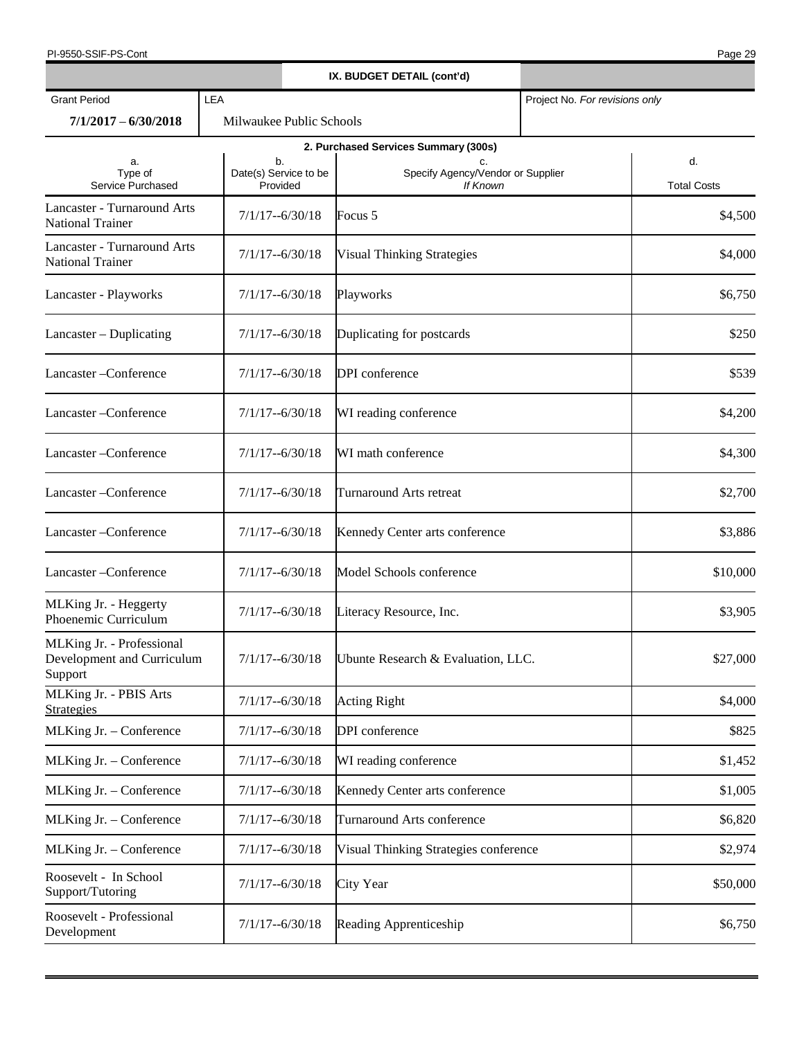## IX. BUDGET DETAIL (cont'd)

| Grant Period | LEA | Project No. *For revisions only* |
|---|---|---|
| **7/1/2017 – 6/30/2018** | Milwaukee Public Schools | |

### 2. Purchased Services Summary (300s)

| a. Type of Service Purchased | b. Date(s) Service to be Provided | c. Specify Agency/Vendor or Supplier *If Known* | d. Total Costs |
|---|---|---|---|
| Lancaster - Turnaround Arts National Trainer | 7/1/17--6/30/18 | Focus 5 | $4,500 |
| Lancaster - Turnaround Arts National Trainer | 7/1/17--6/30/18 | Visual Thinking Strategies | $4,000 |
| Lancaster - Playworks | 7/1/17--6/30/18 | Playworks | $6,750 |
| Lancaster – Duplicating | 7/1/17--6/30/18 | Duplicating for postcards | $250 |
| Lancaster –Conference | 7/1/17--6/30/18 | DPI conference | $539 |
| Lancaster –Conference | 7/1/17--6/30/18 | WI reading conference | $4,200 |
| Lancaster –Conference | 7/1/17--6/30/18 | WI math conference | $4,300 |
| Lancaster –Conference | 7/1/17--6/30/18 | Turnaround Arts retreat | $2,700 |
| Lancaster –Conference | 7/1/17--6/30/18 | Kennedy Center arts conference | $3,886 |
| Lancaster –Conference | 7/1/17--6/30/18 | Model Schools conference | $10,000 |
| MLKing Jr. - Heggerty Phoenemic Curriculum | 7/1/17--6/30/18 | Literacy Resource, Inc. | $3,905 |
| MLKing Jr. - Professional Development and Curriculum Support | 7/1/17--6/30/18 | Ubunte Research & Evaluation, LLC. | $27,000 |
| MLKing Jr. - PBIS Arts Strategies | 7/1/17--6/30/18 | Acting Right | $4,000 |
| MLKing Jr. – Conference | 7/1/17--6/30/18 | DPI conference | $825 |
| MLKing Jr. – Conference | 7/1/17--6/30/18 | WI reading conference | $1,452 |
| MLKing Jr. – Conference | 7/1/17--6/30/18 | Kennedy Center arts conference | $1,005 |
| MLKing Jr. – Conference | 7/1/17--6/30/18 | Turnaround Arts conference | $6,820 |
| MLKing Jr. – Conference | 7/1/17--6/30/18 | Visual Thinking Strategies conference | $2,974 |
| Roosevelt - In School Support/Tutoring | 7/1/17--6/30/18 | City Year | $50,000 |
| Roosevelt - Professional Development | 7/1/17--6/30/18 | Reading Apprenticeship | $6,750 |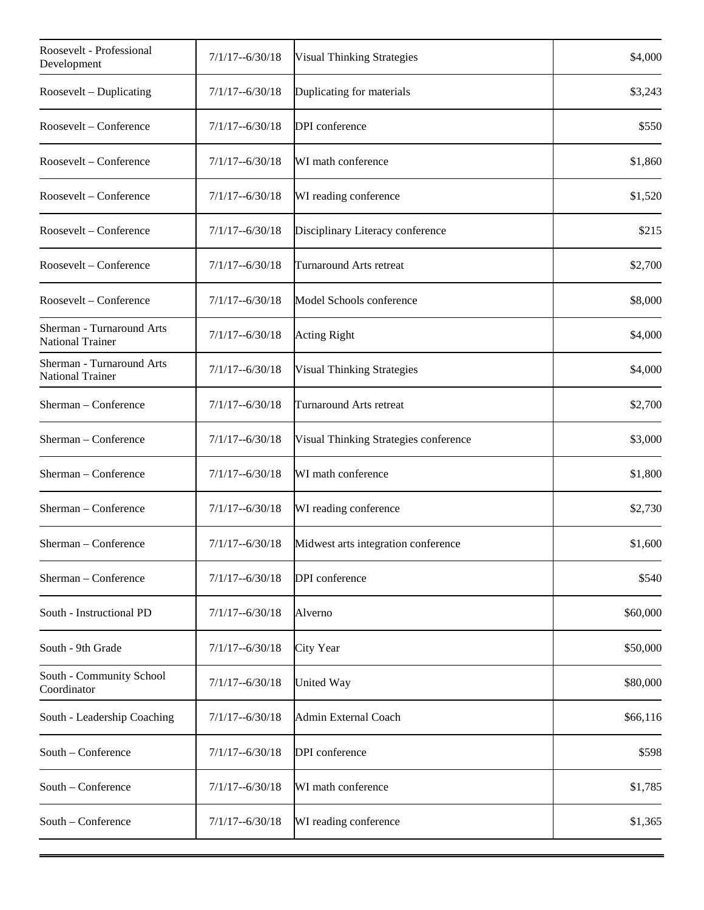| | | | |
|---|---|---|---|
| Roosevelt - Professional Development | 7/1/17--6/30/18 | Visual Thinking Strategies | $4,000 |
| Roosevelt – Duplicating | 7/1/17--6/30/18 | Duplicating for materials | $3,243 |
| Roosevelt – Conference | 7/1/17--6/30/18 | DPI conference | $550 |
| Roosevelt – Conference | 7/1/17--6/30/18 | WI math conference | $1,860 |
| Roosevelt – Conference | 7/1/17--6/30/18 | WI reading conference | $1,520 |
| Roosevelt – Conference | 7/1/17--6/30/18 | Disciplinary Literacy conference | $215 |
| Roosevelt – Conference | 7/1/17--6/30/18 | Turnaround Arts retreat | $2,700 |
| Roosevelt – Conference | 7/1/17--6/30/18 | Model Schools conference | $8,000 |
| Sherman - Turnaround Arts National Trainer | 7/1/17--6/30/18 | Acting Right | $4,000 |
| Sherman - Turnaround Arts National Trainer | 7/1/17--6/30/18 | Visual Thinking Strategies | $4,000 |
| Sherman – Conference | 7/1/17--6/30/18 | Turnaround Arts retreat | $2,700 |
| Sherman – Conference | 7/1/17--6/30/18 | Visual Thinking Strategies conference | $3,000 |
| Sherman – Conference | 7/1/17--6/30/18 | WI math conference | $1,800 |
| Sherman – Conference | 7/1/17--6/30/18 | WI reading conference | $2,730 |
| Sherman – Conference | 7/1/17--6/30/18 | Midwest arts integration conference | $1,600 |
| Sherman – Conference | 7/1/17--6/30/18 | DPI conference | $540 |
| South - Instructional PD | 7/1/17--6/30/18 | Alverno | $60,000 |
| South - 9th Grade | 7/1/17--6/30/18 | City Year | $50,000 |
| South - Community School Coordinator | 7/1/17--6/30/18 | United Way | $80,000 |
| South - Leadership Coaching | 7/1/17--6/30/18 | Admin External Coach | $66,116 |
| South – Conference | 7/1/17--6/30/18 | DPI conference | $598 |
| South – Conference | 7/1/17--6/30/18 | WI math conference | $1,785 |
| South – Conference | 7/1/17--6/30/18 | WI reading conference | $1,365 |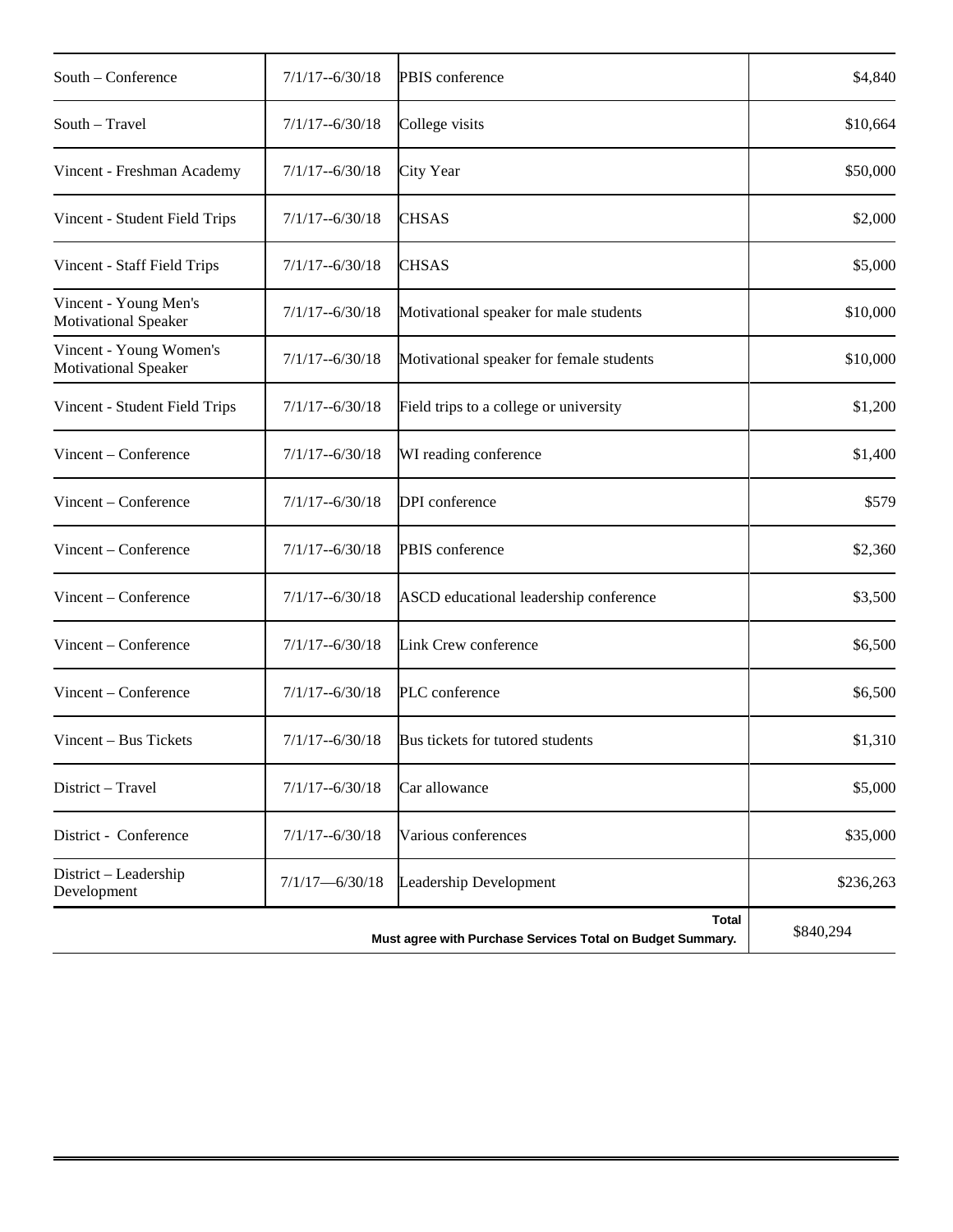| | | | |
|---|---|---|---|
| South – Conference | 7/1/17--6/30/18 | PBIS conference | $4,840 |
| South – Travel | 7/1/17--6/30/18 | College visits | $10,664 |
| Vincent - Freshman Academy | 7/1/17--6/30/18 | City Year | $50,000 |
| Vincent - Student Field Trips | 7/1/17--6/30/18 | CHSAS | $2,000 |
| Vincent - Staff Field Trips | 7/1/17--6/30/18 | CHSAS | $5,000 |
| Vincent - Young Men's Motivational Speaker | 7/1/17--6/30/18 | Motivational speaker for male students | $10,000 |
| Vincent - Young Women's Motivational Speaker | 7/1/17--6/30/18 | Motivational speaker for female students | $10,000 |
| Vincent - Student Field Trips | 7/1/17--6/30/18 | Field trips to a college or university | $1,200 |
| Vincent – Conference | 7/1/17--6/30/18 | WI reading conference | $1,400 |
| Vincent – Conference | 7/1/17--6/30/18 | DPI conference | $579 |
| Vincent – Conference | 7/1/17--6/30/18 | PBIS conference | $2,360 |
| Vincent – Conference | 7/1/17--6/30/18 | ASCD educational leadership conference | $3,500 |
| Vincent – Conference | 7/1/17--6/30/18 | Link Crew conference | $6,500 |
| Vincent – Conference | 7/1/17--6/30/18 | PLC conference | $6,500 |
| Vincent – Bus Tickets | 7/1/17--6/30/18 | Bus tickets for tutored students | $1,310 |
| District – Travel | 7/1/17--6/30/18 | Car allowance | $5,000 |
| District - Conference | 7/1/17--6/30/18 | Various conferences | $35,000 |
| District – Leadership Development | 7/1/17—6/30/18 | Leadership Development | $236,263 |
| | | **Total** **Must agree with Purchase Services Total on Budget Summary.** | $840,294 |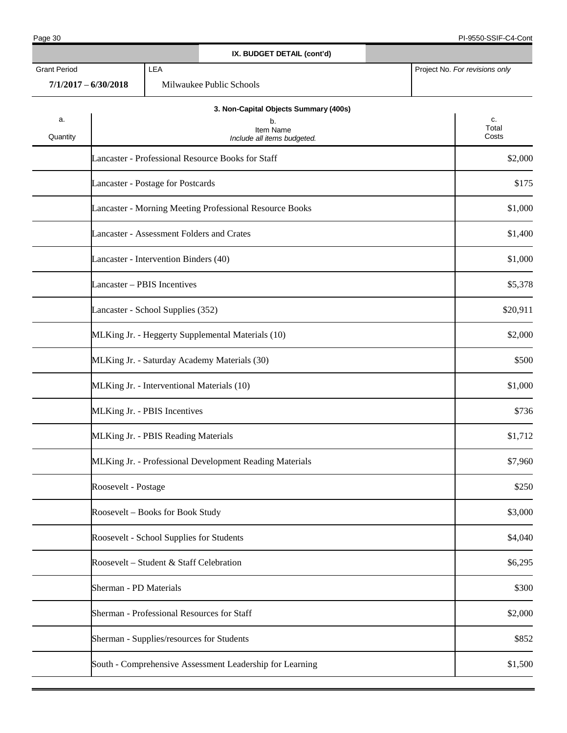## IX. BUDGET DETAIL (cont'd)

| Grant Period | LEA | Project No. *For revisions only* |
|---|---|---|
| **7/1/2017 – 6/30/2018** | Milwaukee Public Schools | |

### 3. Non-Capital Objects Summary (400s)

| a.<br>Quantity | b.<br>Item Name<br>*Include all items budgeted.* | c.<br>Total Costs |
|---|---|---|
| | Lancaster - Professional Resource Books for Staff | $2,000 |
| | Lancaster - Postage for Postcards | $175 |
| | Lancaster - Morning Meeting Professional Resource Books | $1,000 |
| | Lancaster - Assessment Folders and Crates | $1,400 |
| | Lancaster - Intervention Binders (40) | $1,000 |
| | Lancaster – PBIS Incentives | $5,378 |
| | Lancaster - School Supplies (352) | $20,911 |
| | MLKing Jr. - Heggerty Supplemental Materials (10) | $2,000 |
| | MLKing Jr. - Saturday Academy Materials (30) | $500 |
| | MLKing Jr. - Interventional Materials (10) | $1,000 |
| | MLKing Jr. - PBIS Incentives | $736 |
| | MLKing Jr. - PBIS Reading Materials | $1,712 |
| | MLKing Jr. - Professional Development Reading Materials | $7,960 |
| | Roosevelt - Postage | $250 |
| | Roosevelt – Books for Book Study | $3,000 |
| | Roosevelt - School Supplies for Students | $4,040 |
| | Roosevelt – Student & Staff Celebration | $6,295 |
| | Sherman - PD Materials | $300 |
| | Sherman - Professional Resources for Staff | $2,000 |
| | Sherman - Supplies/resources for Students | $852 |
| | South - Comprehensive Assessment Leadership for Learning | $1,500 |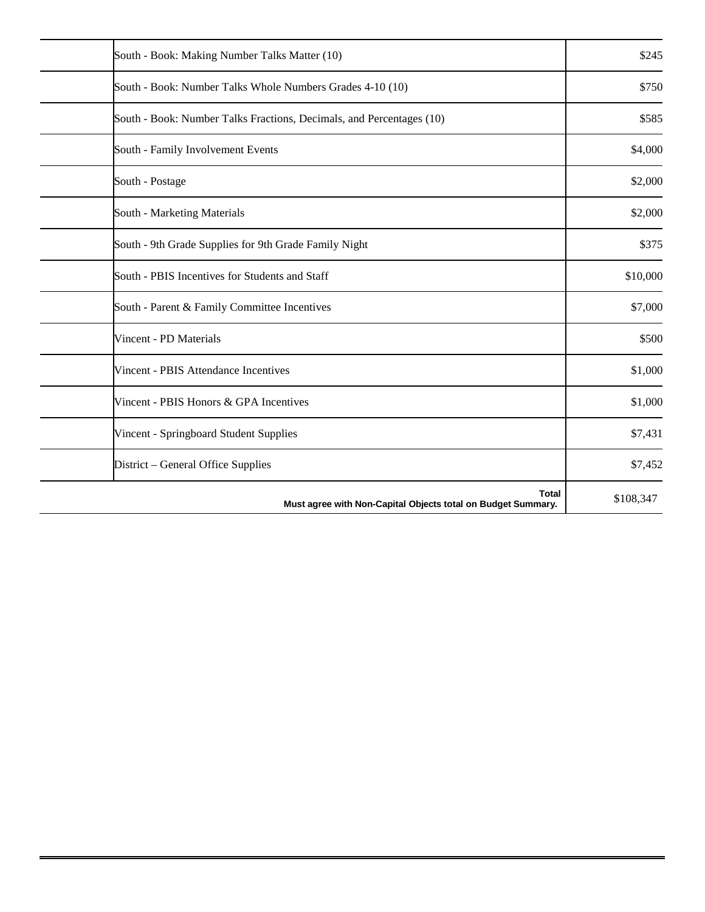| | | |
|---|---|---|
| | South - Book: Making Number Talks Matter (10) | $245 |
| | South - Book: Number Talks Whole Numbers Grades 4-10 (10) | $750 |
| | South - Book: Number Talks Fractions, Decimals, and Percentages (10) | $585 |
| | South - Family Involvement Events | $4,000 |
| | South - Postage | $2,000 |
| | South - Marketing Materials | $2,000 |
| | South - 9th Grade Supplies for 9th Grade Family Night | $375 |
| | South - PBIS Incentives for Students and Staff | $10,000 |
| | South - Parent & Family Committee Incentives | $7,000 |
| | Vincent - PD Materials | $500 |
| | Vincent - PBIS Attendance Incentives | $1,000 |
| | Vincent - PBIS Honors & GPA Incentives | $1,000 |
| | Vincent - Springboard Student Supplies | $7,431 |
| | District – General Office Supplies | $7,452 |
| | **Total** **Must agree with Non-Capital Objects total on Budget Summary.** | $108,347 |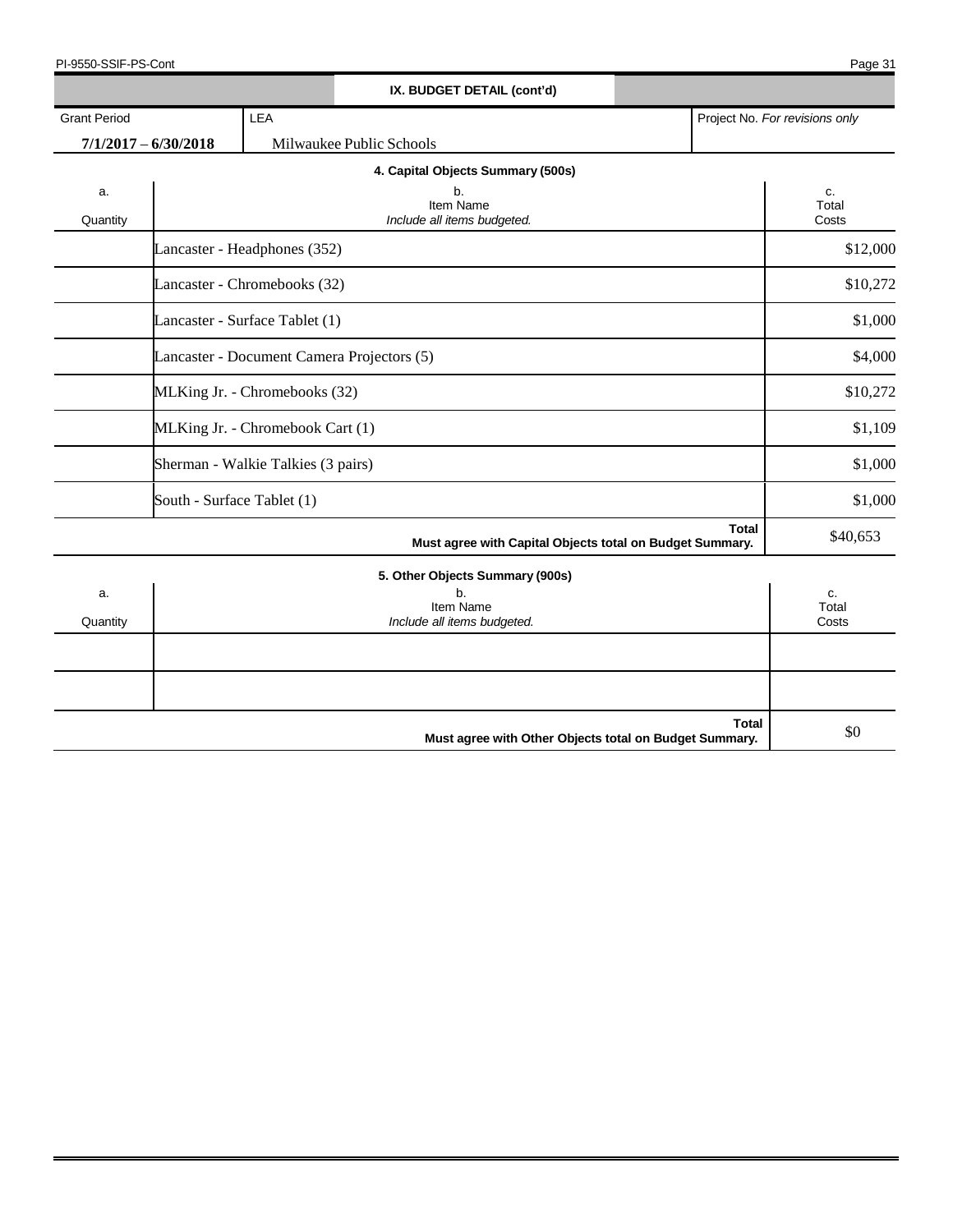## IX. BUDGET DETAIL (cont'd)

| Grant Period | LEA | Project No. *For revisions only* |
|---|---|---|
| **7/1/2017 – 6/30/2018** | Milwaukee Public Schools | |

### 4. Capital Objects Summary (500s)

| a. Quantity | b. Item Name *Include all items budgeted.* | c. Total Costs |
|---|---|---|
| | Lancaster - Headphones (352) | $12,000 |
| | Lancaster - Chromebooks (32) | $10,272 |
| | Lancaster - Surface Tablet (1) | $1,000 |
| | Lancaster - Document Camera Projectors (5) | $4,000 |
| | MLKing Jr. - Chromebooks (32) | $10,272 |
| | MLKing Jr. - Chromebook Cart (1) | $1,109 |
| | Sherman - Walkie Talkies (3 pairs) | $1,000 |
| | South - Surface Tablet (1) | $1,000 |
| | **Total** **Must agree with Capital Objects total on Budget Summary.** | $40,653 |

### 5. Other Objects Summary (900s)

| a. Quantity | b. Item Name *Include all items budgeted.* | c. Total Costs |
|---|---|---|
| | | |
| | | |
| | **Total** **Must agree with Other Objects total on Budget Summary.** | $0 |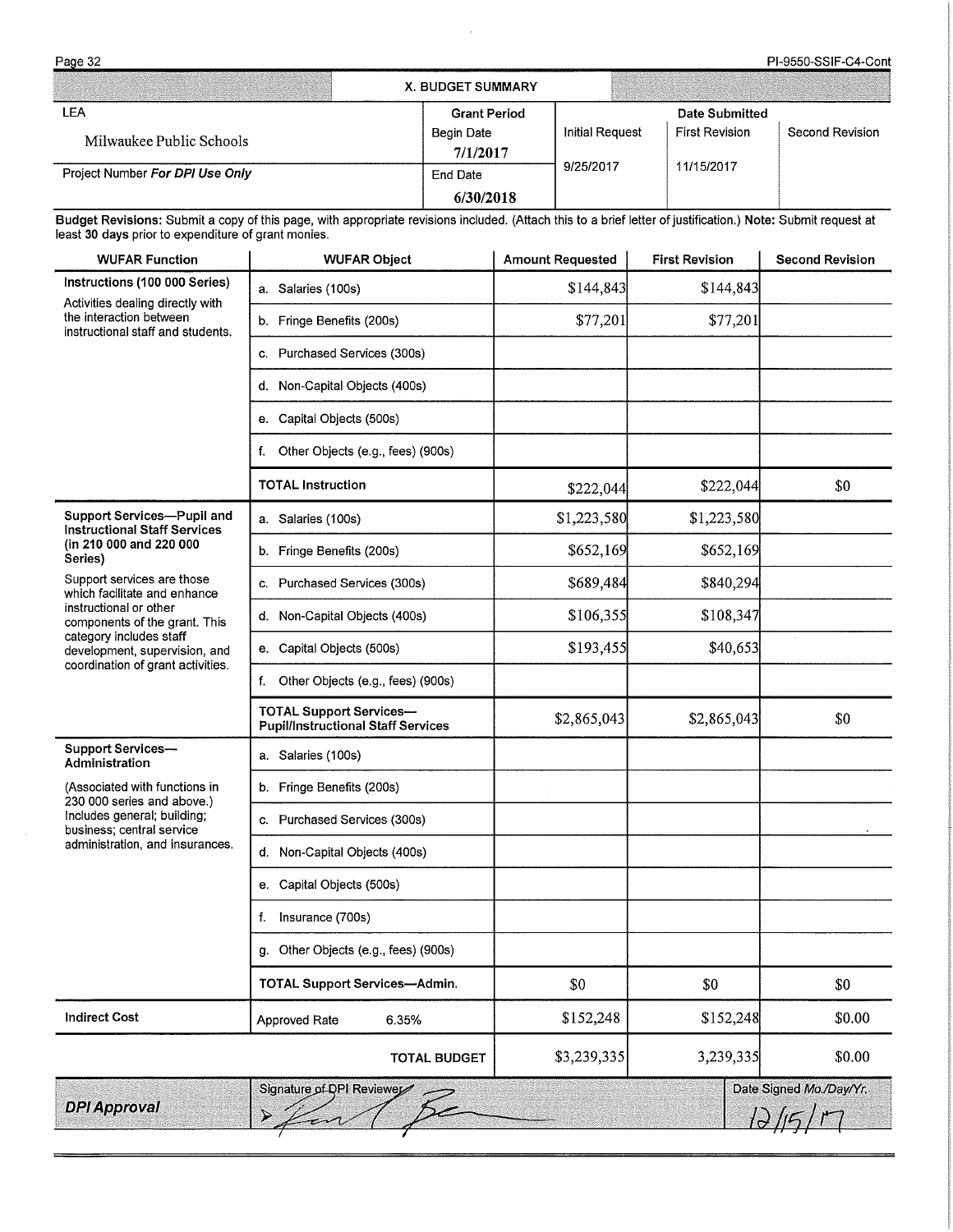PI-9550-SSIF-C4-Cont

## X. BUDGET SUMMARY

| LEA | Grant Period | Date Submitted | | |
|---|---|---|---|---|
| Milwaukee Public Schools | Begin Date 7/1/2017 | Initial Request | First Revision | Second Revision |
| Project Number *For DPI Use Only* | End Date 6/30/2018 | 9/25/2017 | 11/15/2017 | |

**Budget Revisions:** Submit a copy of this page, with appropriate revisions included. (Attach this to a brief letter of justification.) **Note:** Submit request at least **30 days** prior to expenditure of grant monies.

| WUFAR Function | WUFAR Object | Amount Requested | First Revision | Second Revision |
|---|---|---|---|---|
| **Instructions (100 000 Series)** Activities dealing directly with the interaction between instructional staff and students. | a. Salaries (100s) | $144,843 | $144,843 | |
| | b. Fringe Benefits (200s) | $77,201 | $77,201 | |
| | c. Purchased Services (300s) | | | |
| | d. Non-Capital Objects (400s) | | | |
| | e. Capital Objects (500s) | | | |
| | f. Other Objects (e.g., fees) (900s) | | | |
| | **TOTAL Instruction** | $222,044 | $222,044 | $0 |
| **Support Services—Pupil and Instructional Staff Services (in 210 000 and 220 000 Series)** Support services are those which facilitate and enhance instructional or other components of the grant. This category includes staff development, supervision, and coordination of grant activities. | a. Salaries (100s) | $1,223,580 | $1,223,580 | |
| | b. Fringe Benefits (200s) | $652,169 | $652,169 | |
| | c. Purchased Services (300s) | $689,484 | $840,294 | |
| | d. Non-Capital Objects (400s) | $106,355 | $108,347 | |
| | e. Capital Objects (500s) | $193,455 | $40,653 | |
| | f. Other Objects (e.g., fees) (900s) | | | |
| | **TOTAL Support Services—Pupil/Instructional Staff Services** | $2,865,043 | $2,865,043 | $0 |
| **Support Services—Administration** (Associated with functions in 230 000 series and above.) Includes general; building; business; central service administration, and insurances. | a. Salaries (100s) | | | |
| | b. Fringe Benefits (200s) | | | |
| | c. Purchased Services (300s) | | | |
| | d. Non-Capital Objects (400s) | | | |
| | e. Capital Objects (500s) | | | |
| | f. Insurance (700s) | | | |
| | g. Other Objects (e.g., fees) (900s) | | | |
| | **TOTAL Support Services—Admin.** | $0 | $0 | $0 |
| **Indirect Cost** | Approved Rate 6.35% | $152,248 | $152,248 | $0.00 |
| | **TOTAL BUDGET** | $3,239,335 | 3,239,335 | $0.00 |

| ***DPI Approval*** | Signature of DPI Reviewer [signature] | Date Signed *Mo./Day/Yr.* 12/15/17 |
|---|---|---|